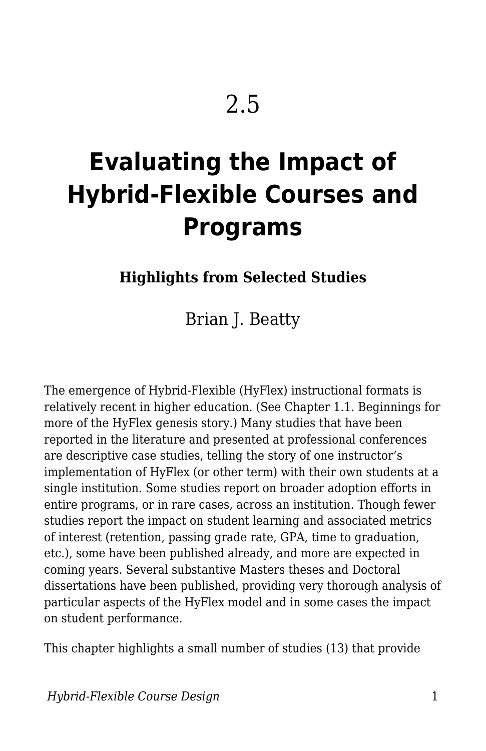# 2.5

# Evaluating the Impact of Hybrid-Flexible Courses and Programs

### Highlights from Selected Studies

Brian J. Beatty

The emergence of Hybrid-Flexible (HyFlex) instructional formats is relatively recent in higher education. (See Chapter 1.1. Beginnings for more of the HyFlex genesis story.) Many studies that have been reported in the literature and presented at professional conferences are descriptive case studies, telling the story of one instructor's implementation of HyFlex (or other term) with their own students at a single institution. Some studies report on broader adoption efforts in entire programs, or in rare cases, across an institution. Though fewer studies report the impact on student learning and associated metrics of interest (retention, passing grade rate, GPA, time to graduation, etc.), some have been published already, and more are expected in coming years. Several substantive Masters theses and Doctoral dissertations have been published, providing very thorough analysis of particular aspects of the HyFlex model and in some cases the impact on student performance.

This chapter highlights a small number of studies (13) that provide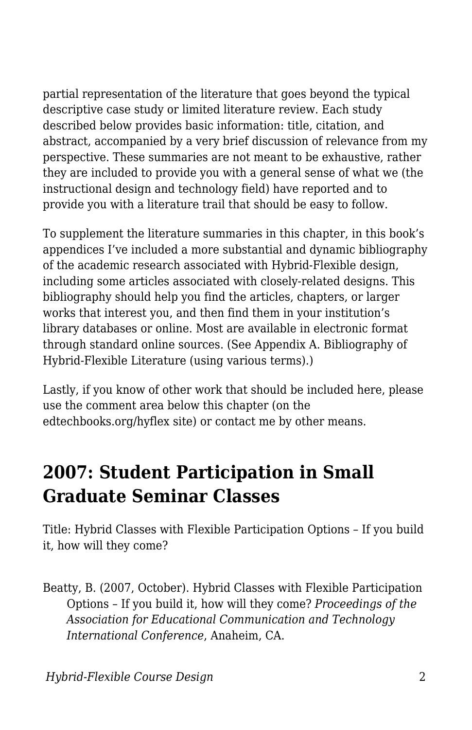partial representation of the literature that goes beyond the typical descriptive case study or limited literature review. Each study described below provides basic information: title, citation, and abstract, accompanied by a very brief discussion of relevance from my perspective. These summaries are not meant to be exhaustive, rather they are included to provide you with a general sense of what we (the instructional design and technology field) have reported and to provide you with a literature trail that should be easy to follow.

To supplement the literature summaries in this chapter, in this book's appendices I've included a more substantial and dynamic bibliography of the academic research associated with Hybrid-Flexible design, including some articles associated with closely-related designs. This bibliography should help you find the articles, chapters, or larger works that interest you, and then find them in your institution's library databases or online. Most are available in electronic format through standard online sources. (See Appendix A. Bibliography of Hybrid-Flexible Literature (using various terms).)

Lastly, if you know of other work that should be included here, please use the comment area below this chapter (on the edtechbooks.org/hyflex site) or contact me by other means.

## 2007: Student Participation in Small Graduate Seminar Classes

Title: Hybrid Classes with Flexible Participation Options – If you build it, how will they come?

Beatty, B. (2007, October). Hybrid Classes with Flexible Participation Options – If you build it, how will they come? *Proceedings of the Association for Educational Communication and Technology International Conference*, Anaheim, CA.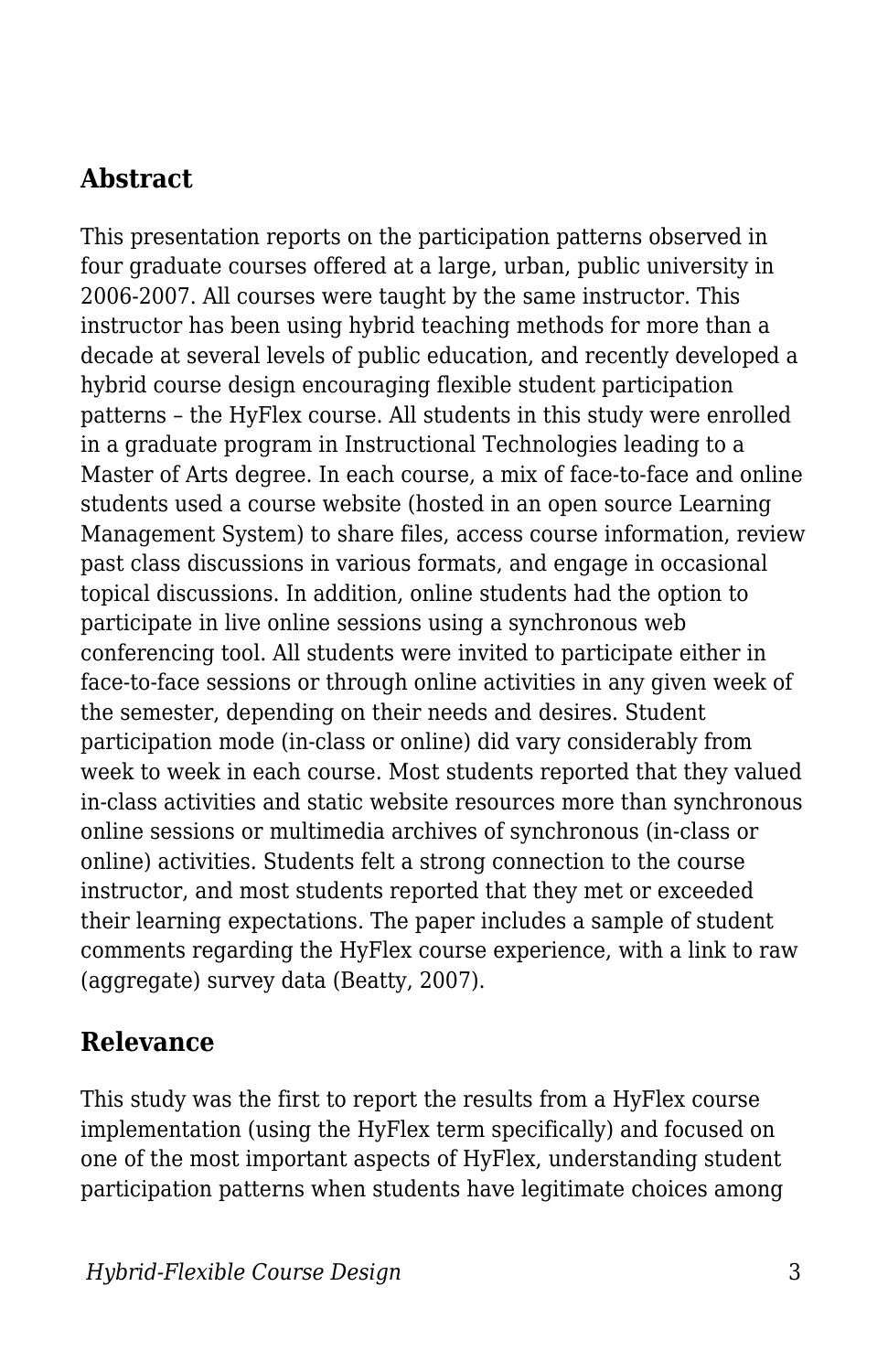## Abstract

This presentation reports on the participation patterns observed in four graduate courses offered at a large, urban, public university in 2006-2007. All courses were taught by the same instructor. This instructor has been using hybrid teaching methods for more than a decade at several levels of public education, and recently developed a hybrid course design encouraging flexible student participation patterns – the HyFlex course. All students in this study were enrolled in a graduate program in Instructional Technologies leading to a Master of Arts degree. In each course, a mix of face-to-face and online students used a course website (hosted in an open source Learning Management System) to share files, access course information, review past class discussions in various formats, and engage in occasional topical discussions. In addition, online students had the option to participate in live online sessions using a synchronous web conferencing tool. All students were invited to participate either in face-to-face sessions or through online activities in any given week of the semester, depending on their needs and desires. Student participation mode (in-class or online) did vary considerably from week to week in each course. Most students reported that they valued in-class activities and static website resources more than synchronous online sessions or multimedia archives of synchronous (in-class or online) activities. Students felt a strong connection to the course instructor, and most students reported that they met or exceeded their learning expectations. The paper includes a sample of student comments regarding the HyFlex course experience, with a link to raw (aggregate) survey data (Beatty, 2007).

## Relevance

This study was the first to report the results from a HyFlex course implementation (using the HyFlex term specifically) and focused on one of the most important aspects of HyFlex, understanding student participation patterns when students have legitimate choices among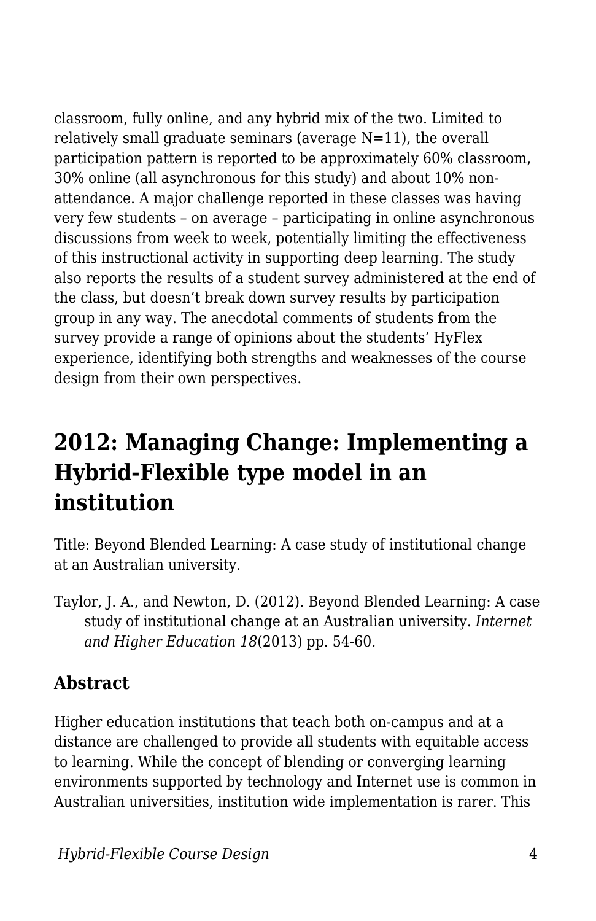classroom, fully online, and any hybrid mix of the two. Limited to relatively small graduate seminars (average N=11), the overall participation pattern is reported to be approximately 60% classroom, 30% online (all asynchronous for this study) and about 10% non-attendance. A major challenge reported in these classes was having very few students – on average – participating in online asynchronous discussions from week to week, potentially limiting the effectiveness of this instructional activity in supporting deep learning. The study also reports the results of a student survey administered at the end of the class, but doesn't break down survey results by participation group in any way. The anecdotal comments of students from the survey provide a range of opinions about the students' HyFlex experience, identifying both strengths and weaknesses of the course design from their own perspectives.

## 2012: Managing Change: Implementing a Hybrid-Flexible type model in an institution

Title: Beyond Blended Learning: A case study of institutional change at an Australian university.

Taylor, J. A., and Newton, D. (2012). Beyond Blended Learning: A case study of institutional change at an Australian university. *Internet and Higher Education 18*(2013) pp. 54-60.

### Abstract

Higher education institutions that teach both on-campus and at a distance are challenged to provide all students with equitable access to learning. While the concept of blending or converging learning environments supported by technology and Internet use is common in Australian universities, institution wide implementation is rarer. This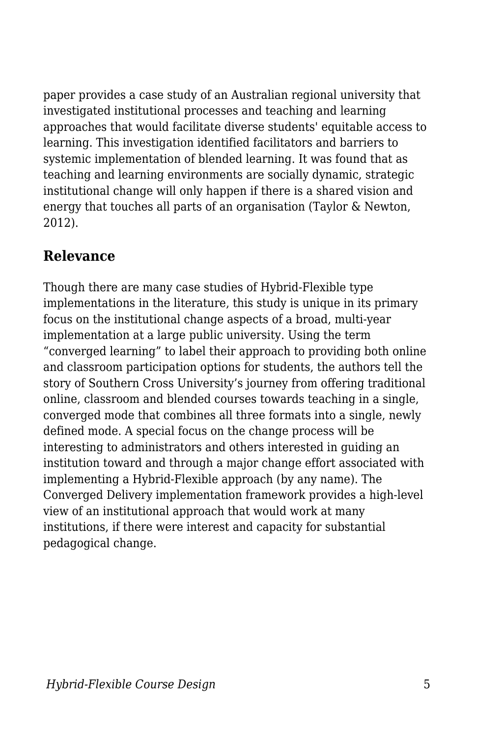paper provides a case study of an Australian regional university that investigated institutional processes and teaching and learning approaches that would facilitate diverse students' equitable access to learning. This investigation identified facilitators and barriers to systemic implementation of blended learning. It was found that as teaching and learning environments are socially dynamic, strategic institutional change will only happen if there is a shared vision and energy that touches all parts of an organisation (Taylor & Newton, 2012).

## Relevance

Though there are many case studies of Hybrid-Flexible type implementations in the literature, this study is unique in its primary focus on the institutional change aspects of a broad, multi-year implementation at a large public university. Using the term "converged learning" to label their approach to providing both online and classroom participation options for students, the authors tell the story of Southern Cross University's journey from offering traditional online, classroom and blended courses towards teaching in a single, converged mode that combines all three formats into a single, newly defined mode. A special focus on the change process will be interesting to administrators and others interested in guiding an institution toward and through a major change effort associated with implementing a Hybrid-Flexible approach (by any name). The Converged Delivery implementation framework provides a high-level view of an institutional approach that would work at many institutions, if there were interest and capacity for substantial pedagogical change.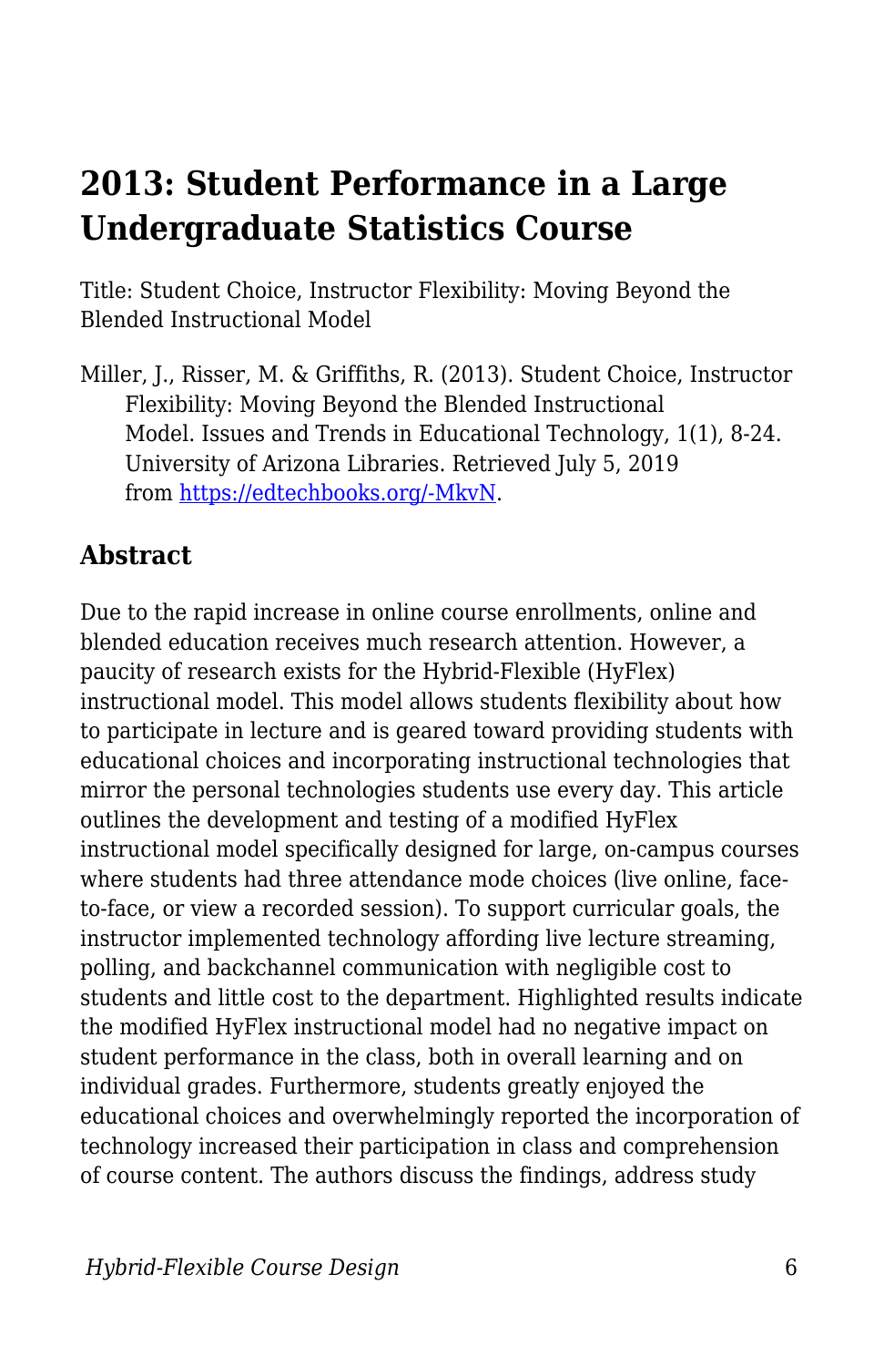# 2013: Student Performance in a Large Undergraduate Statistics Course

Title: Student Choice, Instructor Flexibility: Moving Beyond the Blended Instructional Model

Miller, J., Risser, M. & Griffiths, R. (2013). Student Choice, Instructor Flexibility: Moving Beyond the Blended Instructional Model. Issues and Trends in Educational Technology, 1(1), 8-24. University of Arizona Libraries. Retrieved July 5, 2019 from [https://edtechbooks.org/-MkvN](https://edtechbooks.org/-MkvN).

## Abstract

Due to the rapid increase in online course enrollments, online and blended education receives much research attention. However, a paucity of research exists for the Hybrid-Flexible (HyFlex) instructional model. This model allows students flexibility about how to participate in lecture and is geared toward providing students with educational choices and incorporating instructional technologies that mirror the personal technologies students use every day. This article outlines the development and testing of a modified HyFlex instructional model specifically designed for large, on-campus courses where students had three attendance mode choices (live online, face-to-face, or view a recorded session). To support curricular goals, the instructor implemented technology affording live lecture streaming, polling, and backchannel communication with negligible cost to students and little cost to the department. Highlighted results indicate the modified HyFlex instructional model had no negative impact on student performance in the class, both in overall learning and on individual grades. Furthermore, students greatly enjoyed the educational choices and overwhelmingly reported the incorporation of technology increased their participation in class and comprehension of course content. The authors discuss the findings, address study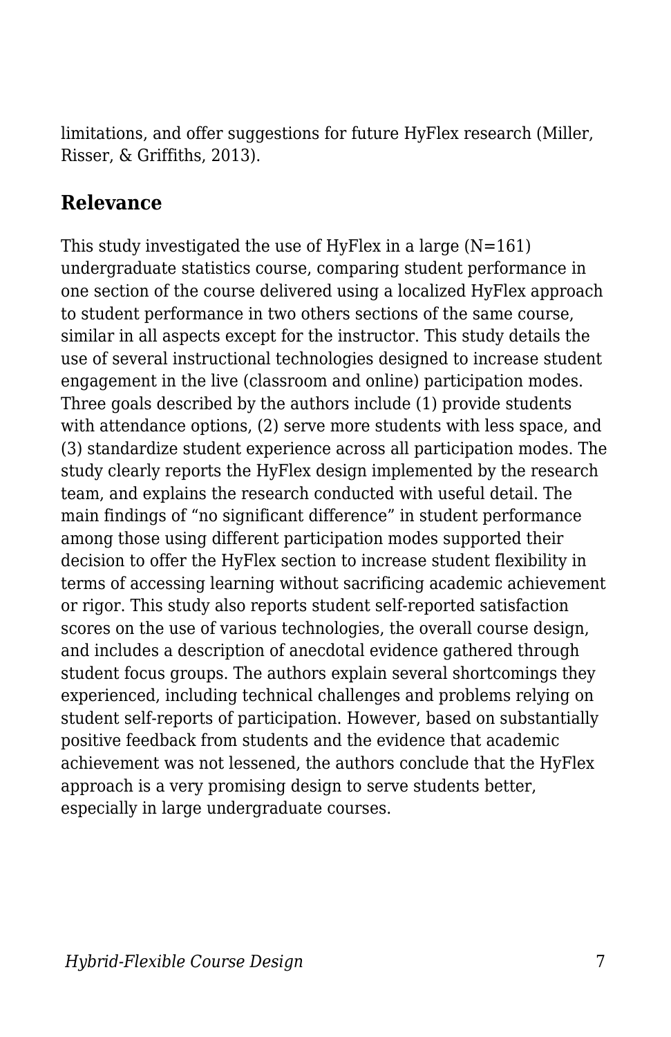limitations, and offer suggestions for future HyFlex research (Miller, Risser, & Griffiths, 2013).

## Relevance

This study investigated the use of HyFlex in a large (N=161) undergraduate statistics course, comparing student performance in one section of the course delivered using a localized HyFlex approach to student performance in two others sections of the same course, similar in all aspects except for the instructor. This study details the use of several instructional technologies designed to increase student engagement in the live (classroom and online) participation modes. Three goals described by the authors include (1) provide students with attendance options, (2) serve more students with less space, and (3) standardize student experience across all participation modes. The study clearly reports the HyFlex design implemented by the research team, and explains the research conducted with useful detail. The main findings of “no significant difference” in student performance among those using different participation modes supported their decision to offer the HyFlex section to increase student flexibility in terms of accessing learning without sacrificing academic achievement or rigor. This study also reports student self-reported satisfaction scores on the use of various technologies, the overall course design, and includes a description of anecdotal evidence gathered through student focus groups. The authors explain several shortcomings they experienced, including technical challenges and problems relying on student self-reports of participation. However, based on substantially positive feedback from students and the evidence that academic achievement was not lessened, the authors conclude that the HyFlex approach is a very promising design to serve students better, especially in large undergraduate courses.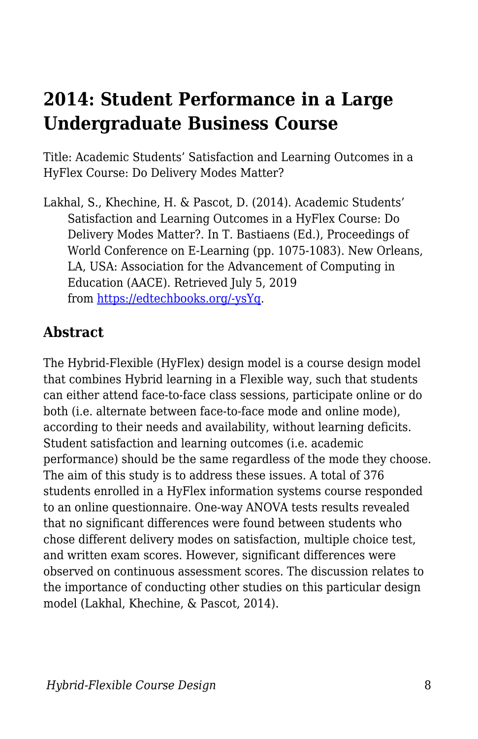## 2014: Student Performance in a Large Undergraduate Business Course

Title: Academic Students' Satisfaction and Learning Outcomes in a HyFlex Course: Do Delivery Modes Matter?

Lakhal, S., Khechine, H. & Pascot, D. (2014). Academic Students' Satisfaction and Learning Outcomes in a HyFlex Course: Do Delivery Modes Matter?. In T. Bastiaens (Ed.), Proceedings of World Conference on E-Learning (pp. 1075-1083). New Orleans, LA, USA: Association for the Advancement of Computing in Education (AACE). Retrieved July 5, 2019 from [https://edtechbooks.org/-ysYq](https://edtechbooks.org/-ysYq).

### Abstract

The Hybrid-Flexible (HyFlex) design model is a course design model that combines Hybrid learning in a Flexible way, such that students can either attend face-to-face class sessions, participate online or do both (i.e. alternate between face-to-face mode and online mode), according to their needs and availability, without learning deficits. Student satisfaction and learning outcomes (i.e. academic performance) should be the same regardless of the mode they choose. The aim of this study is to address these issues. A total of 376 students enrolled in a HyFlex information systems course responded to an online questionnaire. One-way ANOVA tests results revealed that no significant differences were found between students who chose different delivery modes on satisfaction, multiple choice test, and written exam scores. However, significant differences were observed on continuous assessment scores. The discussion relates to the importance of conducting other studies on this particular design model (Lakhal, Khechine, & Pascot, 2014).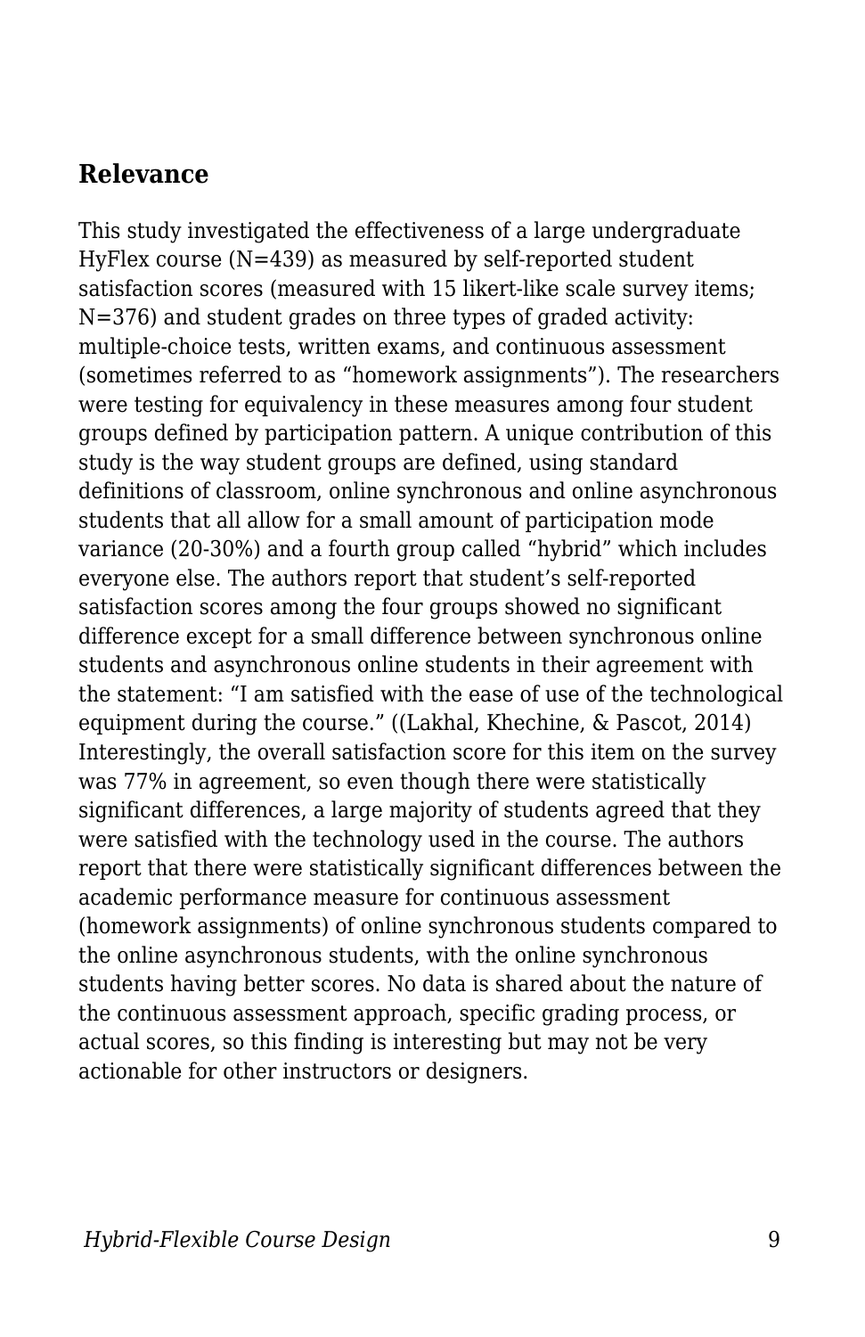## Relevance

This study investigated the effectiveness of a large undergraduate HyFlex course (N=439) as measured by self-reported student satisfaction scores (measured with 15 likert-like scale survey items; N=376) and student grades on three types of graded activity: multiple-choice tests, written exams, and continuous assessment (sometimes referred to as "homework assignments"). The researchers were testing for equivalency in these measures among four student groups defined by participation pattern. A unique contribution of this study is the way student groups are defined, using standard definitions of classroom, online synchronous and online asynchronous students that all allow for a small amount of participation mode variance (20-30%) and a fourth group called "hybrid" which includes everyone else. The authors report that student's self-reported satisfaction scores among the four groups showed no significant difference except for a small difference between synchronous online students and asynchronous online students in their agreement with the statement: "I am satisfied with the ease of use of the technological equipment during the course." ((Lakhal, Khechine, & Pascot, 2014) Interestingly, the overall satisfaction score for this item on the survey was 77% in agreement, so even though there were statistically significant differences, a large majority of students agreed that they were satisfied with the technology used in the course. The authors report that there were statistically significant differences between the academic performance measure for continuous assessment (homework assignments) of online synchronous students compared to the online asynchronous students, with the online synchronous students having better scores. No data is shared about the nature of the continuous assessment approach, specific grading process, or actual scores, so this finding is interesting but may not be very actionable for other instructors or designers.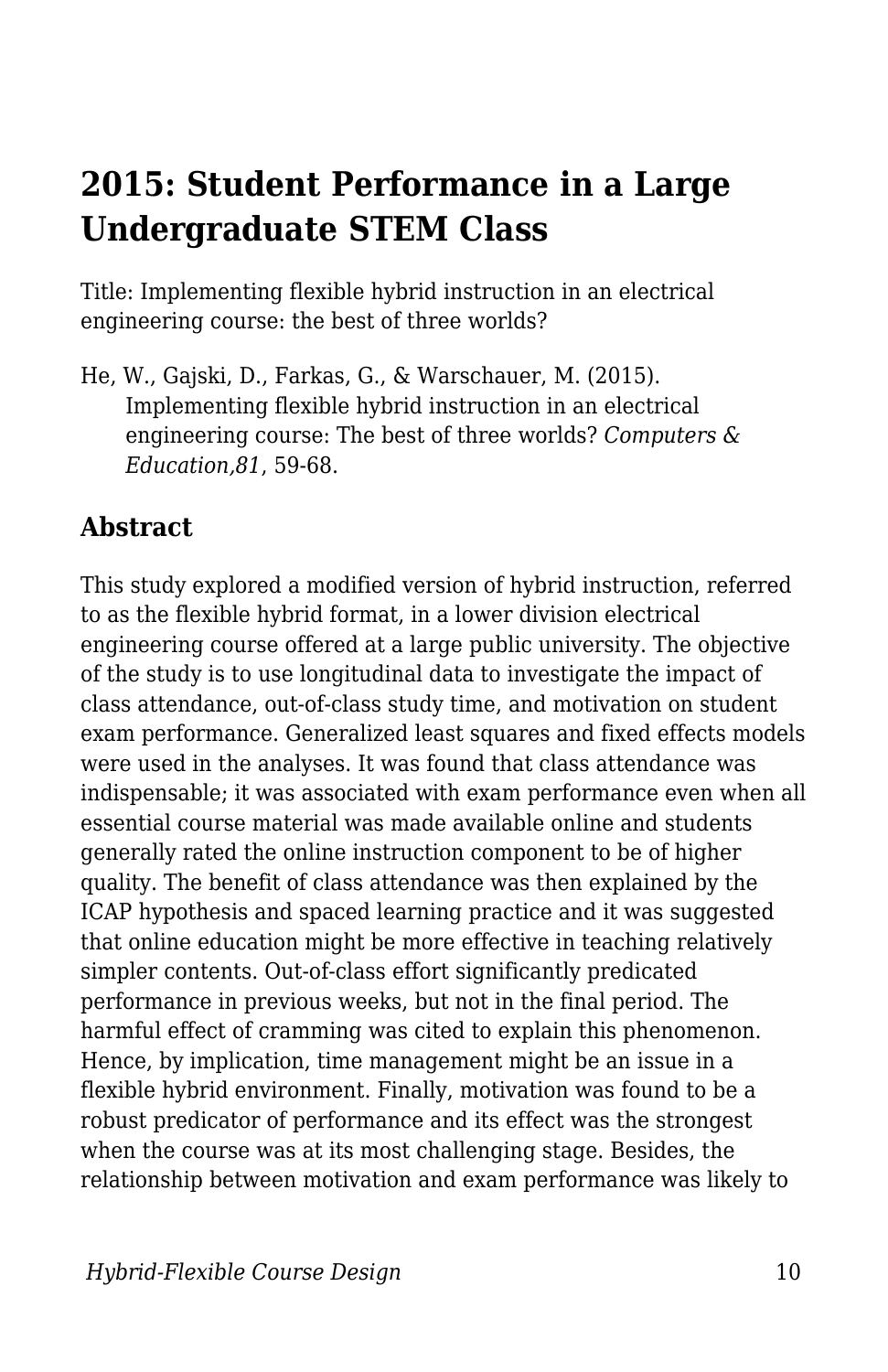# 2015: Student Performance in a Large Undergraduate STEM Class

Title: Implementing flexible hybrid instruction in an electrical engineering course: the best of three worlds?

He, W., Gajski, D., Farkas, G., & Warschauer, M. (2015). Implementing flexible hybrid instruction in an electrical engineering course: The best of three worlds? *Computers & Education,81*, 59-68.

## Abstract

This study explored a modified version of hybrid instruction, referred to as the flexible hybrid format, in a lower division electrical engineering course offered at a large public university. The objective of the study is to use longitudinal data to investigate the impact of class attendance, out-of-class study time, and motivation on student exam performance. Generalized least squares and fixed effects models were used in the analyses. It was found that class attendance was indispensable; it was associated with exam performance even when all essential course material was made available online and students generally rated the online instruction component to be of higher quality. The benefit of class attendance was then explained by the ICAP hypothesis and spaced learning practice and it was suggested that online education might be more effective in teaching relatively simpler contents. Out-of-class effort significantly predicated performance in previous weeks, but not in the final period. The harmful effect of cramming was cited to explain this phenomenon. Hence, by implication, time management might be an issue in a flexible hybrid environment. Finally, motivation was found to be a robust predicator of performance and its effect was the strongest when the course was at its most challenging stage. Besides, the relationship between motivation and exam performance was likely to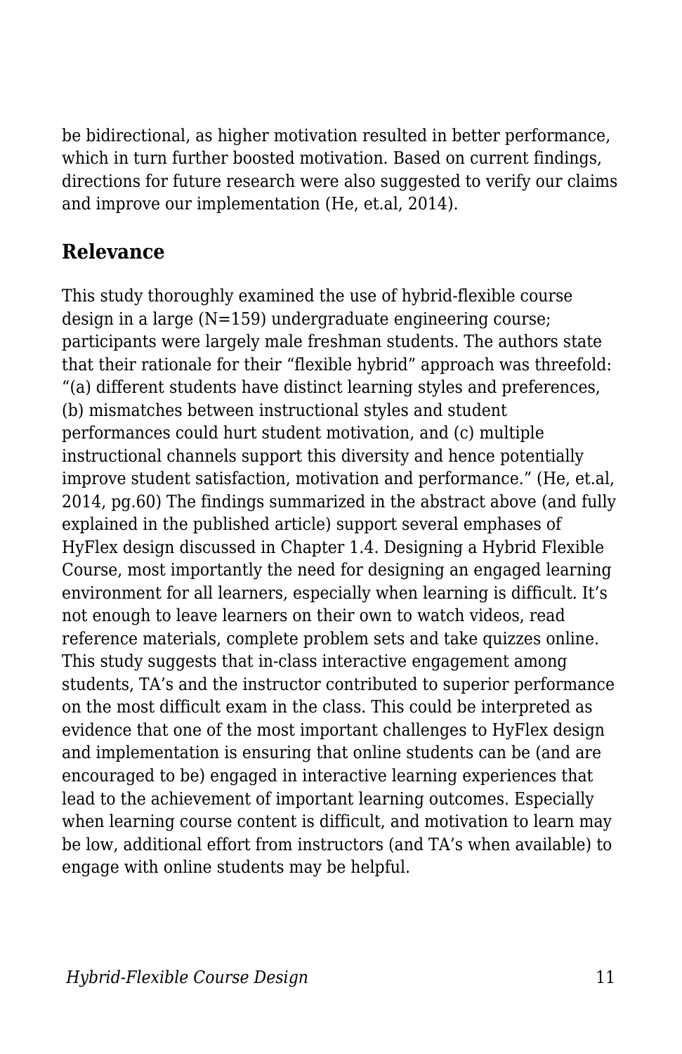be bidirectional, as higher motivation resulted in better performance, which in turn further boosted motivation. Based on current findings, directions for future research were also suggested to verify our claims and improve our implementation (He, et.al, 2014).

## Relevance

This study thoroughly examined the use of hybrid-flexible course design in a large (N=159) undergraduate engineering course; participants were largely male freshman students. The authors state that their rationale for their "flexible hybrid" approach was threefold: "(a) different students have distinct learning styles and preferences, (b) mismatches between instructional styles and student performances could hurt student motivation, and (c) multiple instructional channels support this diversity and hence potentially improve student satisfaction, motivation and performance." (He, et.al, 2014, pg.60) The findings summarized in the abstract above (and fully explained in the published article) support several emphases of HyFlex design discussed in Chapter 1.4. Designing a Hybrid Flexible Course, most importantly the need for designing an engaged learning environment for all learners, especially when learning is difficult. It's not enough to leave learners on their own to watch videos, read reference materials, complete problem sets and take quizzes online. This study suggests that in-class interactive engagement among students, TA's and the instructor contributed to superior performance on the most difficult exam in the class. This could be interpreted as evidence that one of the most important challenges to HyFlex design and implementation is ensuring that online students can be (and are encouraged to be) engaged in interactive learning experiences that lead to the achievement of important learning outcomes. Especially when learning course content is difficult, and motivation to learn may be low, additional effort from instructors (and TA's when available) to engage with online students may be helpful.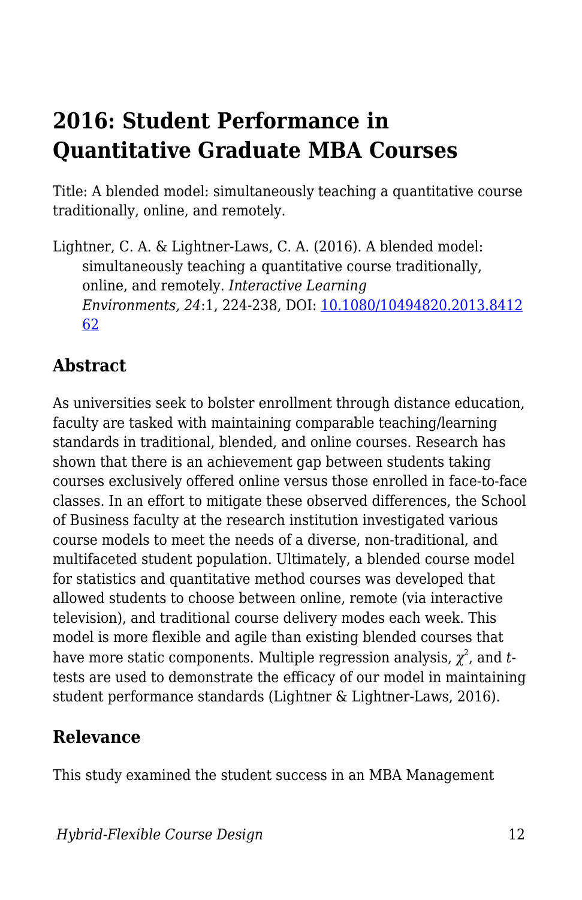## 2016: Student Performance in Quantitative Graduate MBA Courses

Title: A blended model: simultaneously teaching a quantitative course traditionally, online, and remotely.

Lightner, C. A. & Lightner-Laws, C. A. (2016). A blended model: simultaneously teaching a quantitative course traditionally, online, and remotely. *Interactive Learning Environments, 24*:1, 224-238, DOI: [10.1080/10494820.2013.841262](https://doi.org/10.1080/10494820.2013.841262)

### Abstract

As universities seek to bolster enrollment through distance education, faculty are tasked with maintaining comparable teaching/learning standards in traditional, blended, and online courses. Research has shown that there is an achievement gap between students taking courses exclusively offered online versus those enrolled in face-to-face classes. In an effort to mitigate these observed differences, the School of Business faculty at the research institution investigated various course models to meet the needs of a diverse, non-traditional, and multifaceted student population. Ultimately, a blended course model for statistics and quantitative method courses was developed that allowed students to choose between online, remote (via interactive television), and traditional course delivery modes each week. This model is more flexible and agile than existing blended courses that have more static components. Multiple regression analysis, $\chi^2$, and $t$-tests are used to demonstrate the efficacy of our model in maintaining student performance standards (Lightner & Lightner-Laws, 2016).

### Relevance

This study examined the student success in an MBA Management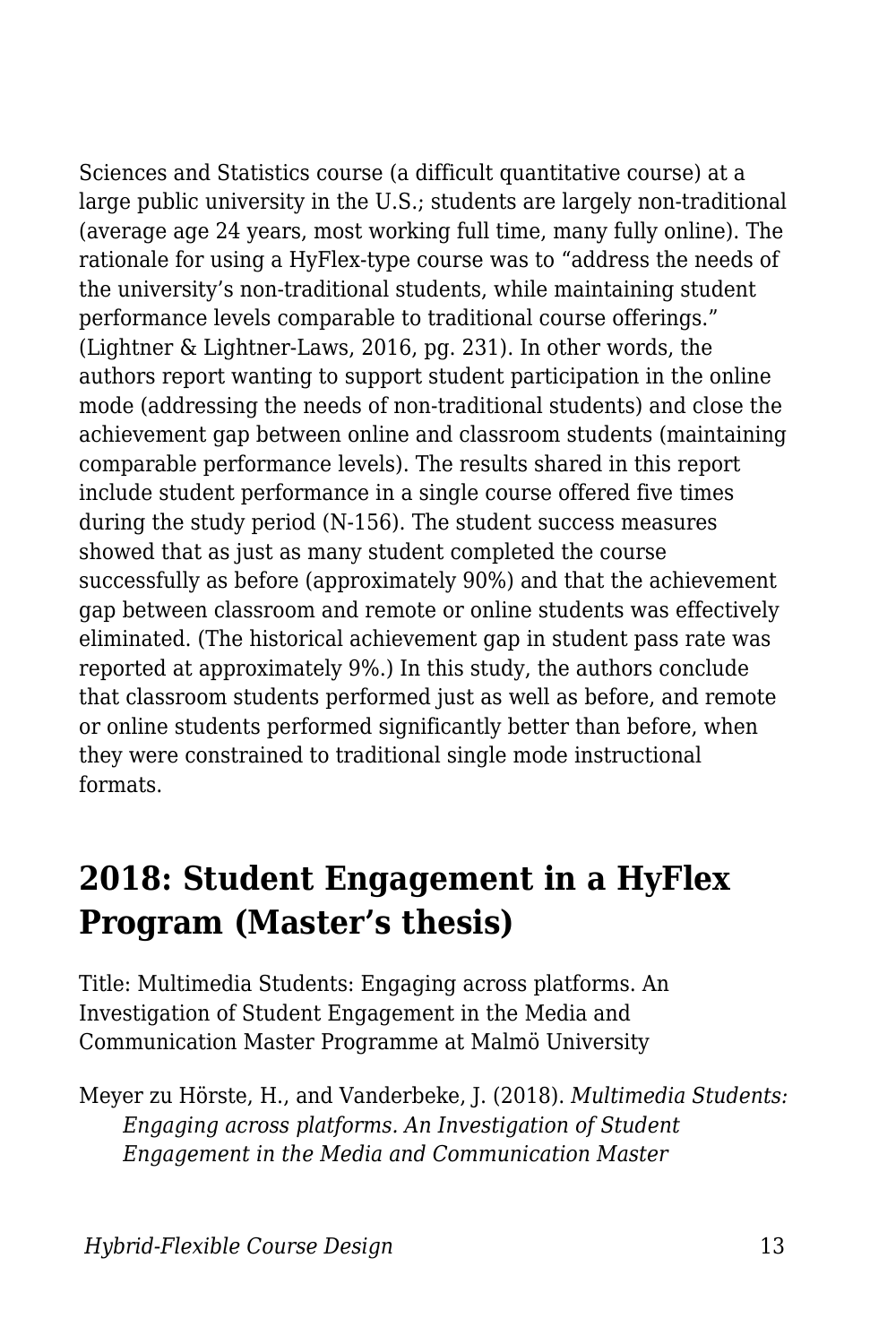Sciences and Statistics course (a difficult quantitative course) at a large public university in the U.S.; students are largely non-traditional (average age 24 years, most working full time, many fully online). The rationale for using a HyFlex-type course was to "address the needs of the university's non-traditional students, while maintaining student performance levels comparable to traditional course offerings." (Lightner & Lightner-Laws, 2016, pg. 231). In other words, the authors report wanting to support student participation in the online mode (addressing the needs of non-traditional students) and close the achievement gap between online and classroom students (maintaining comparable performance levels). The results shared in this report include student performance in a single course offered five times during the study period (N-156). The student success measures showed that as just as many student completed the course successfully as before (approximately 90%) and that the achievement gap between classroom and remote or online students was effectively eliminated. (The historical achievement gap in student pass rate was reported at approximately 9%.) In this study, the authors conclude that classroom students performed just as well as before, and remote or online students performed significantly better than before, when they were constrained to traditional single mode instructional formats.

## 2018: Student Engagement in a HyFlex Program (Master's thesis)

Title: Multimedia Students: Engaging across platforms. An Investigation of Student Engagement in the Media and Communication Master Programme at Malmö University

Meyer zu Hörste, H., and Vanderbeke, J. (2018). *Multimedia Students: Engaging across platforms. An Investigation of Student Engagement in the Media and Communication Master*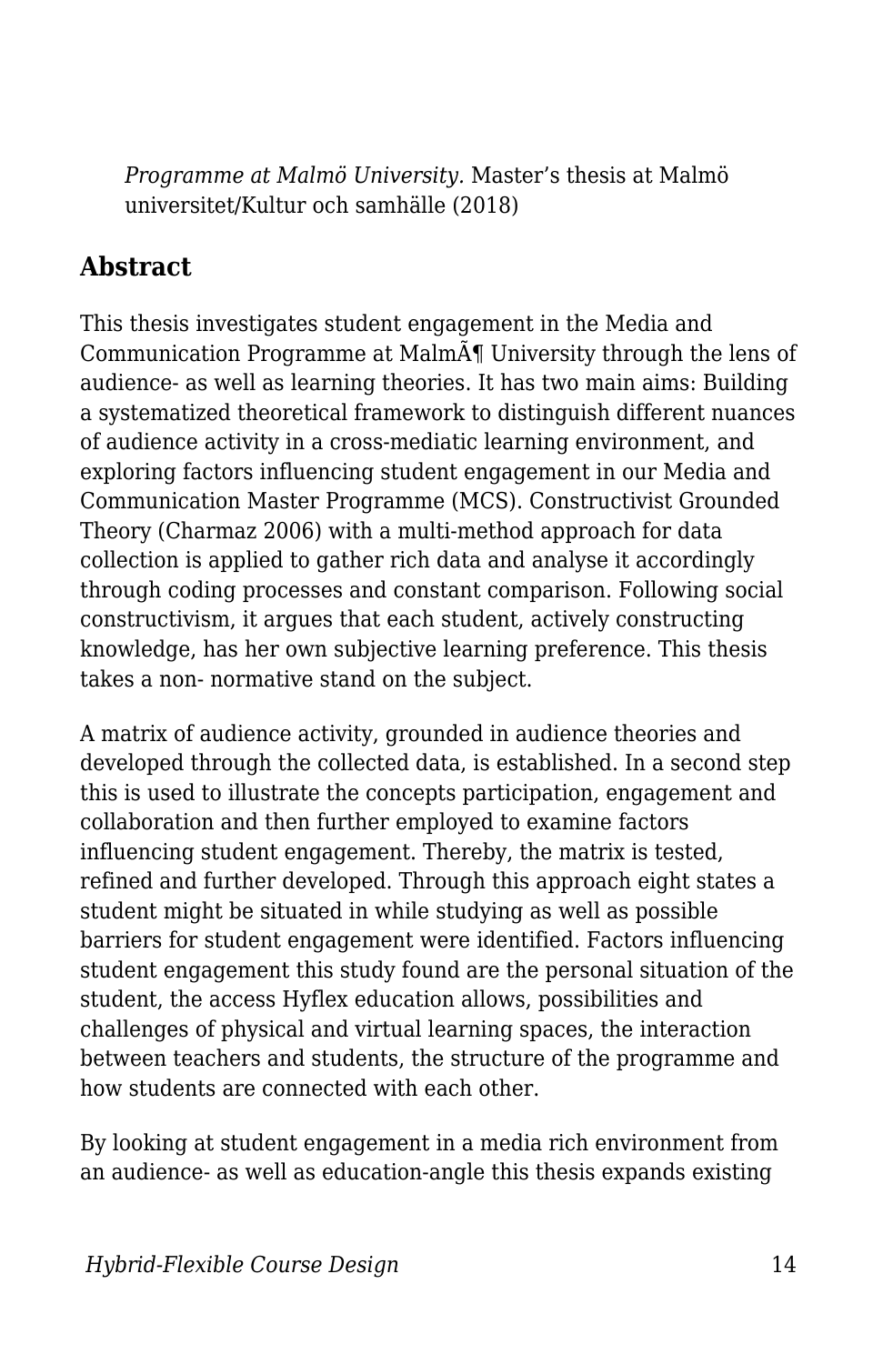*Programme at Malmö University.* Master’s thesis at Malmö universitet/Kultur och samhälle (2018)

## Abstract

This thesis investigates student engagement in the Media and Communication Programme at MalmÃ¶ University through the lens of audience- as well as learning theories. It has two main aims: Building a systematized theoretical framework to distinguish different nuances of audience activity in a cross-mediatic learning environment, and exploring factors influencing student engagement in our Media and Communication Master Programme (MCS). Constructivist Grounded Theory (Charmaz 2006) with a multi-method approach for data collection is applied to gather rich data and analyse it accordingly through coding processes and constant comparison. Following social constructivism, it argues that each student, actively constructing knowledge, has her own subjective learning preference. This thesis takes a non- normative stand on the subject.

A matrix of audience activity, grounded in audience theories and developed through the collected data, is established. In a second step this is used to illustrate the concepts participation, engagement and collaboration and then further employed to examine factors influencing student engagement. Thereby, the matrix is tested, refined and further developed. Through this approach eight states a student might be situated in while studying as well as possible barriers for student engagement were identified. Factors influencing student engagement this study found are the personal situation of the student, the access Hyflex education allows, possibilities and challenges of physical and virtual learning spaces, the interaction between teachers and students, the structure of the programme and how students are connected with each other.

By looking at student engagement in a media rich environment from an audience- as well as education-angle this thesis expands existing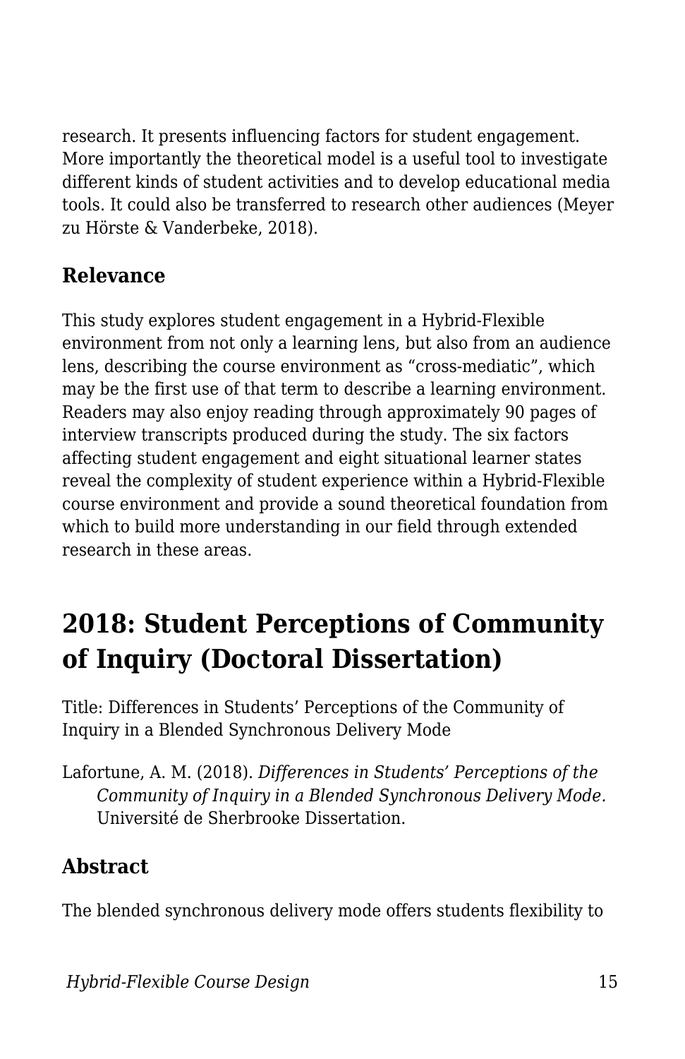research. It presents influencing factors for student engagement. More importantly the theoretical model is a useful tool to investigate different kinds of student activities and to develop educational media tools. It could also be transferred to research other audiences (Meyer zu Hörste & Vanderbeke, 2018).

### Relevance

This study explores student engagement in a Hybrid-Flexible environment from not only a learning lens, but also from an audience lens, describing the course environment as "cross-mediatic", which may be the first use of that term to describe a learning environment. Readers may also enjoy reading through approximately 90 pages of interview transcripts produced during the study. The six factors affecting student engagement and eight situational learner states reveal the complexity of student experience within a Hybrid-Flexible course environment and provide a sound theoretical foundation from which to build more understanding in our field through extended research in these areas.

## 2018: Student Perceptions of Community of Inquiry (Doctoral Dissertation)

Title: Differences in Students' Perceptions of the Community of Inquiry in a Blended Synchronous Delivery Mode

Lafortune, A. M. (2018). *Differences in Students' Perceptions of the Community of Inquiry in a Blended Synchronous Delivery Mode.* Université de Sherbrooke Dissertation.

### Abstract

The blended synchronous delivery mode offers students flexibility to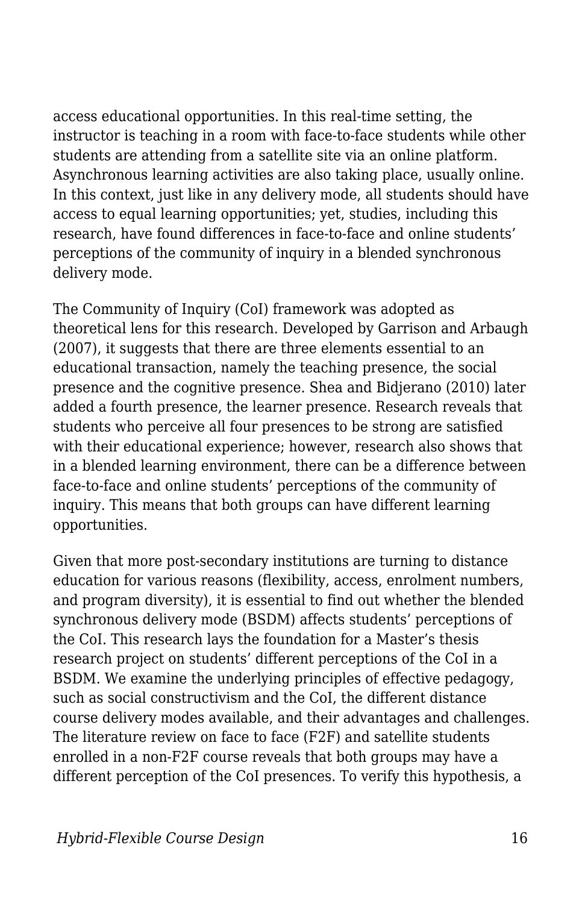access educational opportunities. In this real-time setting, the instructor is teaching in a room with face-to-face students while other students are attending from a satellite site via an online platform. Asynchronous learning activities are also taking place, usually online. In this context, just like in any delivery mode, all students should have access to equal learning opportunities; yet, studies, including this research, have found differences in face-to-face and online students' perceptions of the community of inquiry in a blended synchronous delivery mode.

The Community of Inquiry (CoI) framework was adopted as theoretical lens for this research. Developed by Garrison and Arbaugh (2007), it suggests that there are three elements essential to an educational transaction, namely the teaching presence, the social presence and the cognitive presence. Shea and Bidjerano (2010) later added a fourth presence, the learner presence. Research reveals that students who perceive all four presences to be strong are satisfied with their educational experience; however, research also shows that in a blended learning environment, there can be a difference between face-to-face and online students' perceptions of the community of inquiry. This means that both groups can have different learning opportunities.

Given that more post-secondary institutions are turning to distance education for various reasons (flexibility, access, enrolment numbers, and program diversity), it is essential to find out whether the blended synchronous delivery mode (BSDM) affects students' perceptions of the CoI. This research lays the foundation for a Master's thesis research project on students' different perceptions of the CoI in a BSDM. We examine the underlying principles of effective pedagogy, such as social constructivism and the CoI, the different distance course delivery modes available, and their advantages and challenges. The literature review on face to face (F2F) and satellite students enrolled in a non-F2F course reveals that both groups may have a different perception of the CoI presences. To verify this hypothesis, a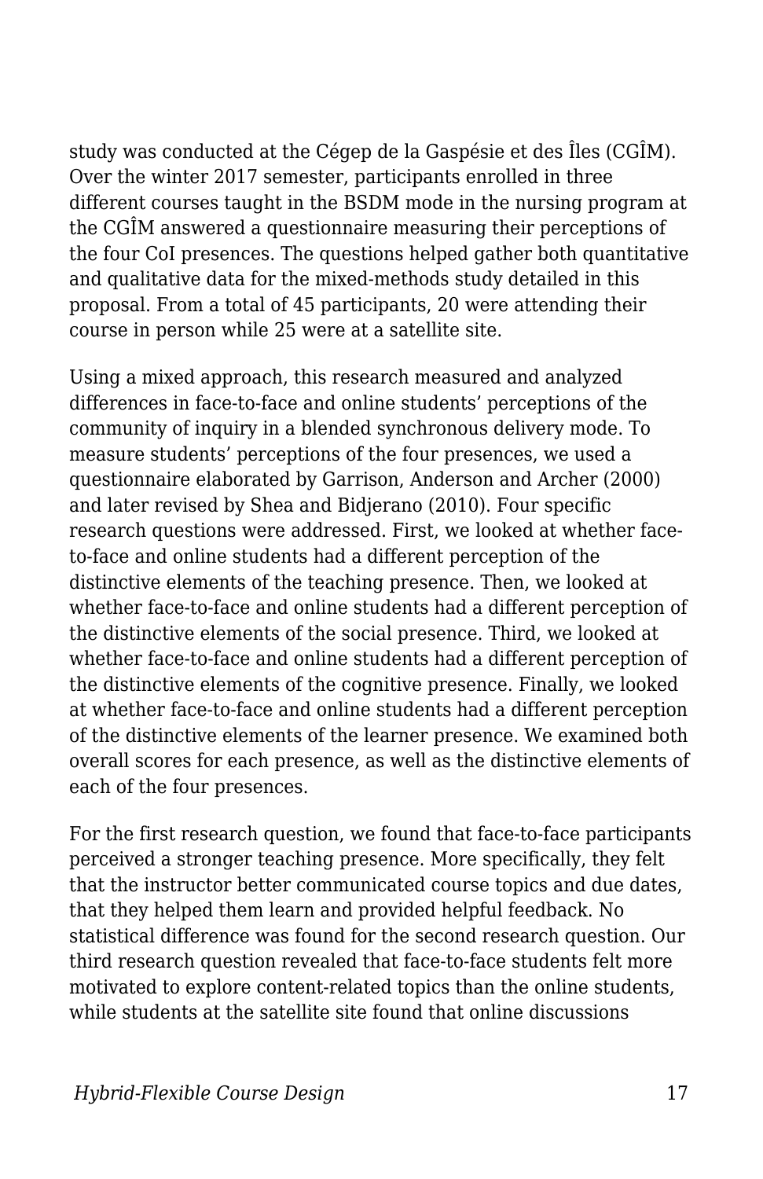study was conducted at the Cégep de la Gaspésie et des Îles (CGÎM). Over the winter 2017 semester, participants enrolled in three different courses taught in the BSDM mode in the nursing program at the CGÎM answered a questionnaire measuring their perceptions of the four CoI presences. The questions helped gather both quantitative and qualitative data for the mixed-methods study detailed in this proposal. From a total of 45 participants, 20 were attending their course in person while 25 were at a satellite site.

Using a mixed approach, this research measured and analyzed differences in face-to-face and online students' perceptions of the community of inquiry in a blended synchronous delivery mode. To measure students' perceptions of the four presences, we used a questionnaire elaborated by Garrison, Anderson and Archer (2000) and later revised by Shea and Bidjerano (2010). Four specific research questions were addressed. First, we looked at whether face-to-face and online students had a different perception of the distinctive elements of the teaching presence. Then, we looked at whether face-to-face and online students had a different perception of the distinctive elements of the social presence. Third, we looked at whether face-to-face and online students had a different perception of the distinctive elements of the cognitive presence. Finally, we looked at whether face-to-face and online students had a different perception of the distinctive elements of the learner presence. We examined both overall scores for each presence, as well as the distinctive elements of each of the four presences.

For the first research question, we found that face-to-face participants perceived a stronger teaching presence. More specifically, they felt that the instructor better communicated course topics and due dates, that they helped them learn and provided helpful feedback. No statistical difference was found for the second research question. Our third research question revealed that face-to-face students felt more motivated to explore content-related topics than the online students, while students at the satellite site found that online discussions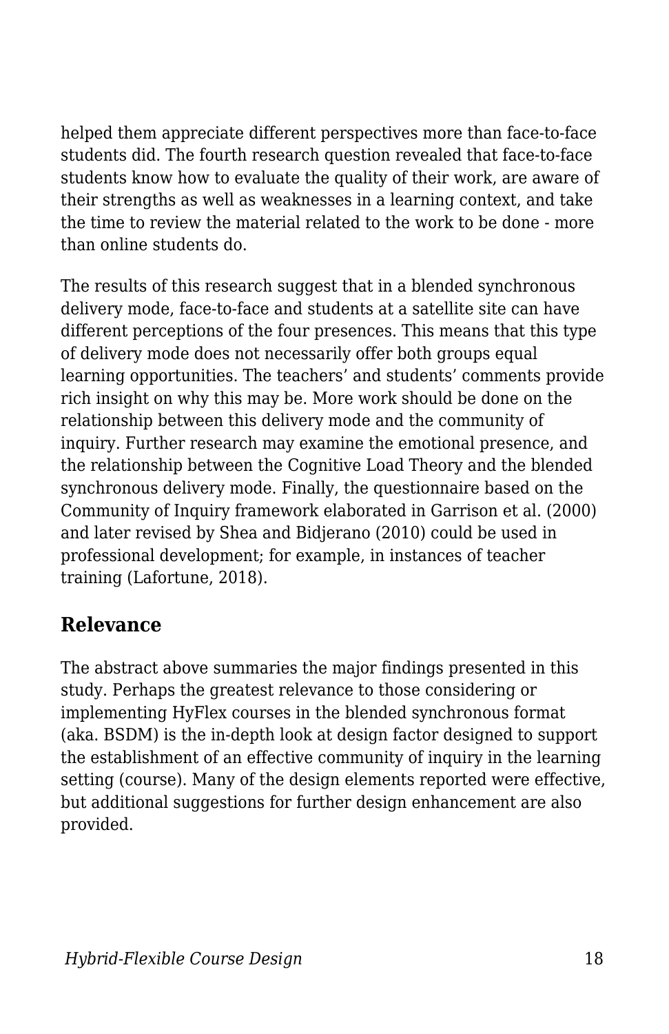helped them appreciate different perspectives more than face-to-face students did. The fourth research question revealed that face-to-face students know how to evaluate the quality of their work, are aware of their strengths as well as weaknesses in a learning context, and take the time to review the material related to the work to be done - more than online students do.

The results of this research suggest that in a blended synchronous delivery mode, face-to-face and students at a satellite site can have different perceptions of the four presences. This means that this type of delivery mode does not necessarily offer both groups equal learning opportunities. The teachers' and students' comments provide rich insight on why this may be. More work should be done on the relationship between this delivery mode and the community of inquiry. Further research may examine the emotional presence, and the relationship between the Cognitive Load Theory and the blended synchronous delivery mode. Finally, the questionnaire based on the Community of Inquiry framework elaborated in Garrison et al. (2000) and later revised by Shea and Bidjerano (2010) could be used in professional development; for example, in instances of teacher training (Lafortune, 2018).

## Relevance

The abstract above summaries the major findings presented in this study. Perhaps the greatest relevance to those considering or implementing HyFlex courses in the blended synchronous format (aka. BSDM) is the in-depth look at design factor designed to support the establishment of an effective community of inquiry in the learning setting (course). Many of the design elements reported were effective, but additional suggestions for further design enhancement are also provided.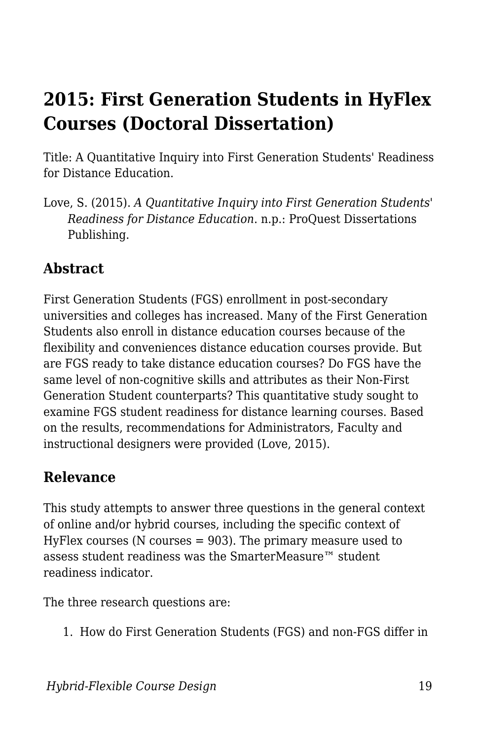# 2015: First Generation Students in HyFlex Courses (Doctoral Dissertation)

Title: A Quantitative Inquiry into First Generation Students' Readiness for Distance Education.

Love, S. (2015). *A Quantitative Inquiry into First Generation Students' Readiness for Distance Education*. n.p.: ProQuest Dissertations Publishing.

## Abstract

First Generation Students (FGS) enrollment in post-secondary universities and colleges has increased. Many of the First Generation Students also enroll in distance education courses because of the flexibility and conveniences distance education courses provide. But are FGS ready to take distance education courses? Do FGS have the same level of non-cognitive skills and attributes as their Non-First Generation Student counterparts? This quantitative study sought to examine FGS student readiness for distance learning courses. Based on the results, recommendations for Administrators, Faculty and instructional designers were provided (Love, 2015).

## Relevance

This study attempts to answer three questions in the general context of online and/or hybrid courses, including the specific context of HyFlex courses (N courses = 903). The primary measure used to assess student readiness was the SmarterMeasure™ student readiness indicator.

The three research questions are:

1. How do First Generation Students (FGS) and non-FGS differ in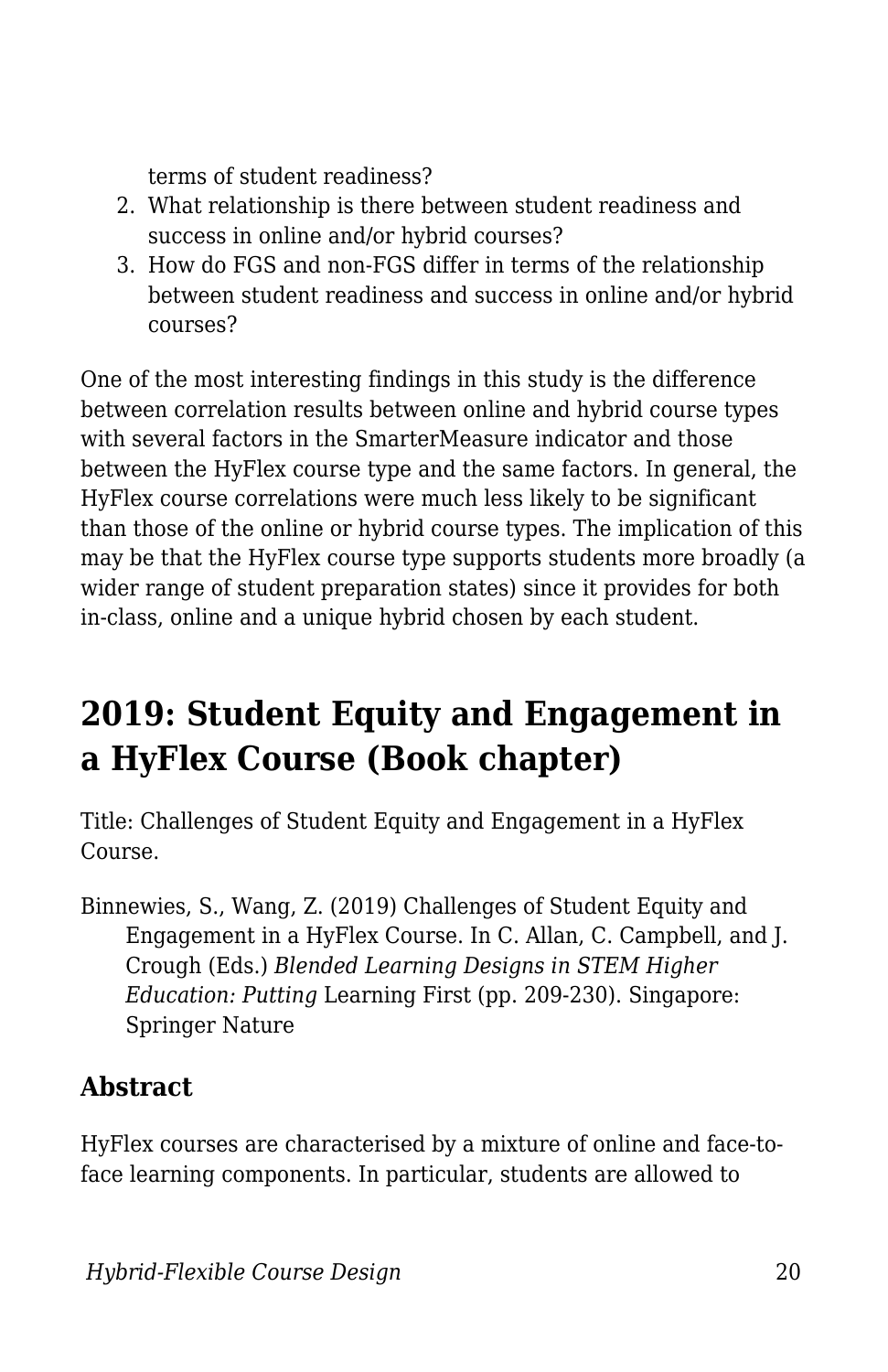terms of student readiness?

2. What relationship is there between student readiness and success in online and/or hybrid courses?
3. How do FGS and non-FGS differ in terms of the relationship between student readiness and success in online and/or hybrid courses?

One of the most interesting findings in this study is the difference between correlation results between online and hybrid course types with several factors in the SmarterMeasure indicator and those between the HyFlex course type and the same factors. In general, the HyFlex course correlations were much less likely to be significant than those of the online or hybrid course types. The implication of this may be that the HyFlex course type supports students more broadly (a wider range of student preparation states) since it provides for both in-class, online and a unique hybrid chosen by each student.

## 2019: Student Equity and Engagement in a HyFlex Course (Book chapter)

Title: Challenges of Student Equity and Engagement in a HyFlex Course.

Binnewies, S., Wang, Z. (2019) Challenges of Student Equity and Engagement in a HyFlex Course. In C. Allan, C. Campbell, and J. Crough (Eds.) *Blended Learning Designs in STEM Higher Education: Putting* Learning First (pp. 209-230). Singapore: Springer Nature

### Abstract

HyFlex courses are characterised by a mixture of online and face-to-face learning components. In particular, students are allowed to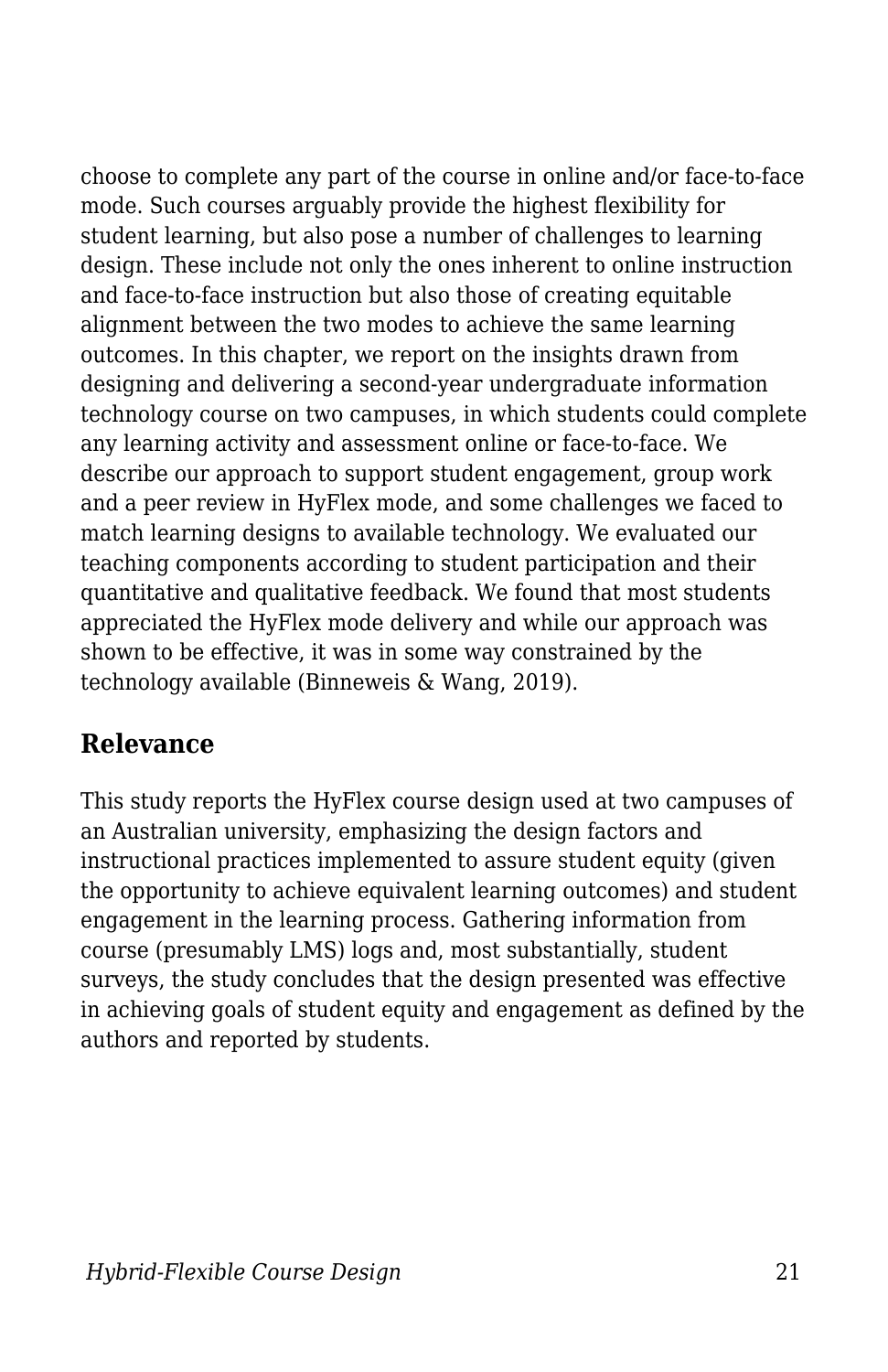choose to complete any part of the course in online and/or face-to-face mode. Such courses arguably provide the highest flexibility for student learning, but also pose a number of challenges to learning design. These include not only the ones inherent to online instruction and face-to-face instruction but also those of creating equitable alignment between the two modes to achieve the same learning outcomes. In this chapter, we report on the insights drawn from designing and delivering a second-year undergraduate information technology course on two campuses, in which students could complete any learning activity and assessment online or face-to-face. We describe our approach to support student engagement, group work and a peer review in HyFlex mode, and some challenges we faced to match learning designs to available technology. We evaluated our teaching components according to student participation and their quantitative and qualitative feedback. We found that most students appreciated the HyFlex mode delivery and while our approach was shown to be effective, it was in some way constrained by the technology available (Binneweis & Wang, 2019).

## Relevance

This study reports the HyFlex course design used at two campuses of an Australian university, emphasizing the design factors and instructional practices implemented to assure student equity (given the opportunity to achieve equivalent learning outcomes) and student engagement in the learning process. Gathering information from course (presumably LMS) logs and, most substantially, student surveys, the study concludes that the design presented was effective in achieving goals of student equity and engagement as defined by the authors and reported by students.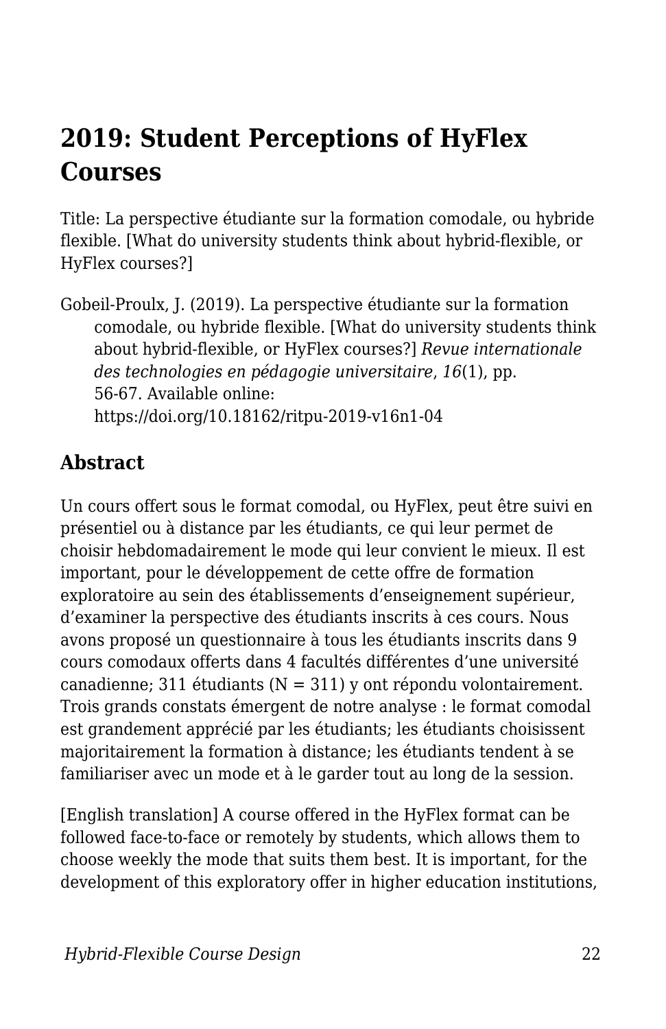## 2019: Student Perceptions of HyFlex Courses

Title: La perspective étudiante sur la formation comodale, ou hybride flexible. [What do university students think about hybrid-flexible, or HyFlex courses?]

Gobeil-Proulx, J. (2019). La perspective étudiante sur la formation comodale, ou hybride flexible. [What do university students think about hybrid-flexible, or HyFlex courses?] *Revue internationale des technologies en pédagogie universitaire*, *16*(1), pp. 56-67. Available online: https://doi.org/10.18162/ritpu-2019-v16n1-04

### Abstract

Un cours offert sous le format comodal, ou HyFlex, peut être suivi en présentiel ou à distance par les étudiants, ce qui leur permet de choisir hebdomadairement le mode qui leur convient le mieux. Il est important, pour le développement de cette offre de formation exploratoire au sein des établissements d'enseignement supérieur, d'examiner la perspective des étudiants inscrits à ces cours. Nous avons proposé un questionnaire à tous les étudiants inscrits dans 9 cours comodaux offerts dans 4 facultés différentes d'une université canadienne; 311 étudiants (N = 311) y ont répondu volontairement. Trois grands constats émergent de notre analyse : le format comodal est grandement apprécié par les étudiants; les étudiants choisissent majoritairement la formation à distance; les étudiants tendent à se familiariser avec un mode et à le garder tout au long de la session.

[English translation] A course offered in the HyFlex format can be followed face-to-face or remotely by students, which allows them to choose weekly the mode that suits them best. It is important, for the development of this exploratory offer in higher education institutions,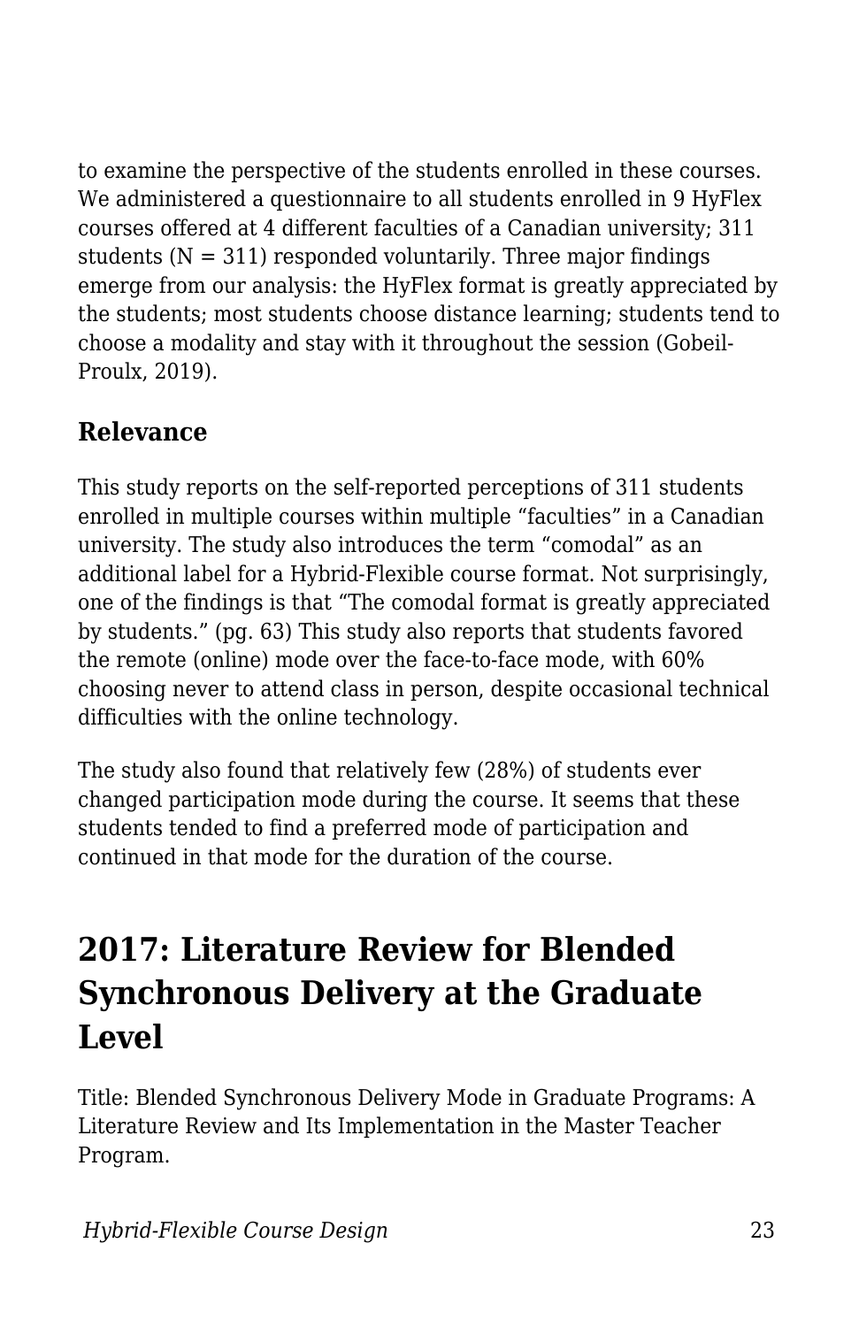to examine the perspective of the students enrolled in these courses. We administered a questionnaire to all students enrolled in 9 HyFlex courses offered at 4 different faculties of a Canadian university; 311 students (N = 311) responded voluntarily. Three major findings emerge from our analysis: the HyFlex format is greatly appreciated by the students; most students choose distance learning; students tend to choose a modality and stay with it throughout the session (Gobeil-Proulx, 2019).

### Relevance

This study reports on the self-reported perceptions of 311 students enrolled in multiple courses within multiple “faculties” in a Canadian university. The study also introduces the term “comodal” as an additional label for a Hybrid-Flexible course format. Not surprisingly, one of the findings is that “The comodal format is greatly appreciated by students.” (pg. 63) This study also reports that students favored the remote (online) mode over the face-to-face mode, with 60% choosing never to attend class in person, despite occasional technical difficulties with the online technology.

The study also found that relatively few (28%) of students ever changed participation mode during the course. It seems that these students tended to find a preferred mode of participation and continued in that mode for the duration of the course.

## 2017: Literature Review for Blended Synchronous Delivery at the Graduate Level

Title: Blended Synchronous Delivery Mode in Graduate Programs: A Literature Review and Its Implementation in the Master Teacher Program.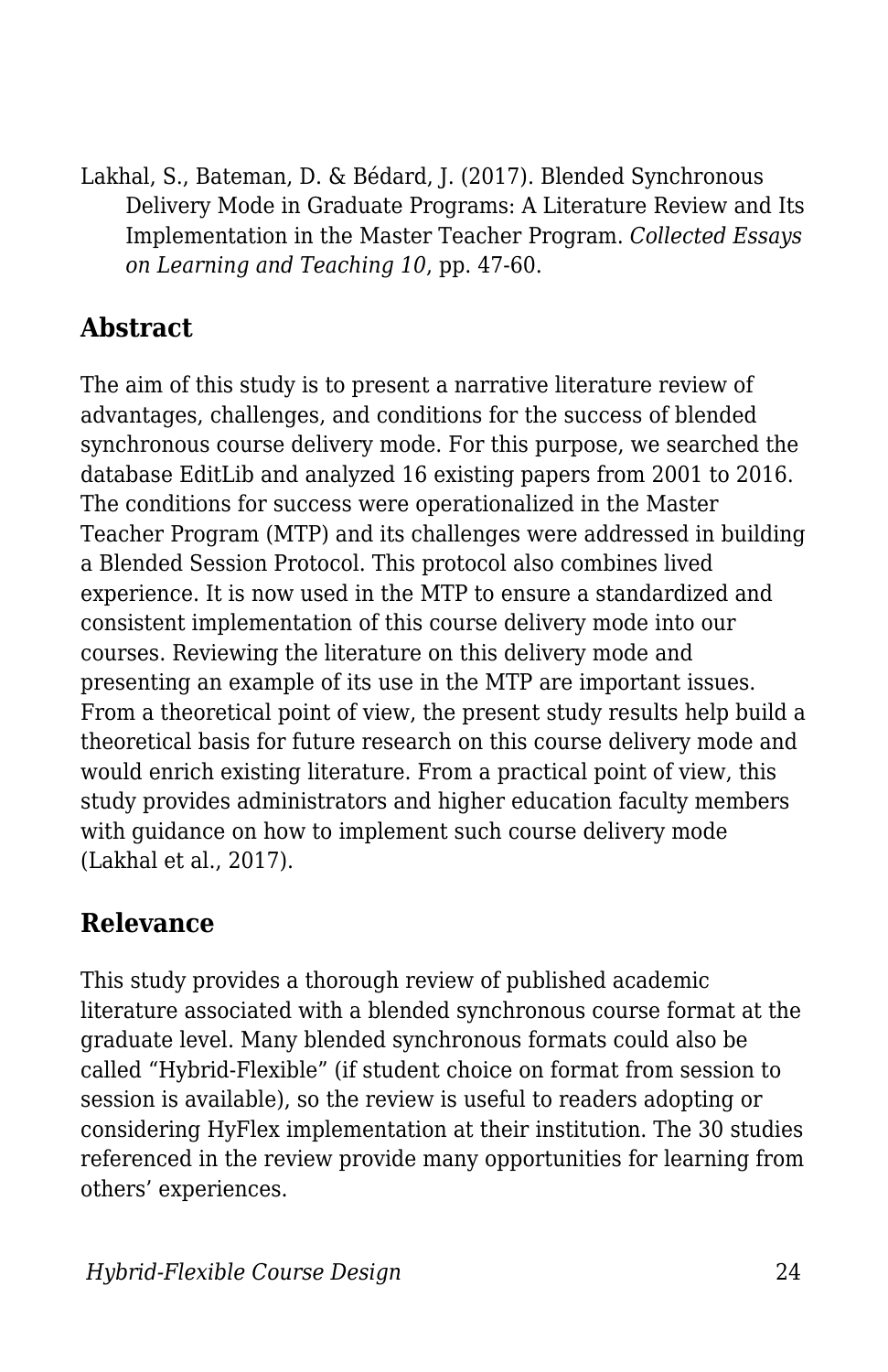Lakhal, S., Bateman, D. & Bédard, J. (2017). Blended Synchronous Delivery Mode in Graduate Programs: A Literature Review and Its Implementation in the Master Teacher Program. *Collected Essays on Learning and Teaching 10*, pp. 47-60.

## Abstract

The aim of this study is to present a narrative literature review of advantages, challenges, and conditions for the success of blended synchronous course delivery mode. For this purpose, we searched the database EditLib and analyzed 16 existing papers from 2001 to 2016. The conditions for success were operationalized in the Master Teacher Program (MTP) and its challenges were addressed in building a Blended Session Protocol. This protocol also combines lived experience. It is now used in the MTP to ensure a standardized and consistent implementation of this course delivery mode into our courses. Reviewing the literature on this delivery mode and presenting an example of its use in the MTP are important issues. From a theoretical point of view, the present study results help build a theoretical basis for future research on this course delivery mode and would enrich existing literature. From a practical point of view, this study provides administrators and higher education faculty members with guidance on how to implement such course delivery mode (Lakhal et al., 2017).

## Relevance

This study provides a thorough review of published academic literature associated with a blended synchronous course format at the graduate level. Many blended synchronous formats could also be called "Hybrid-Flexible" (if student choice on format from session to session is available), so the review is useful to readers adopting or considering HyFlex implementation at their institution. The 30 studies referenced in the review provide many opportunities for learning from others' experiences.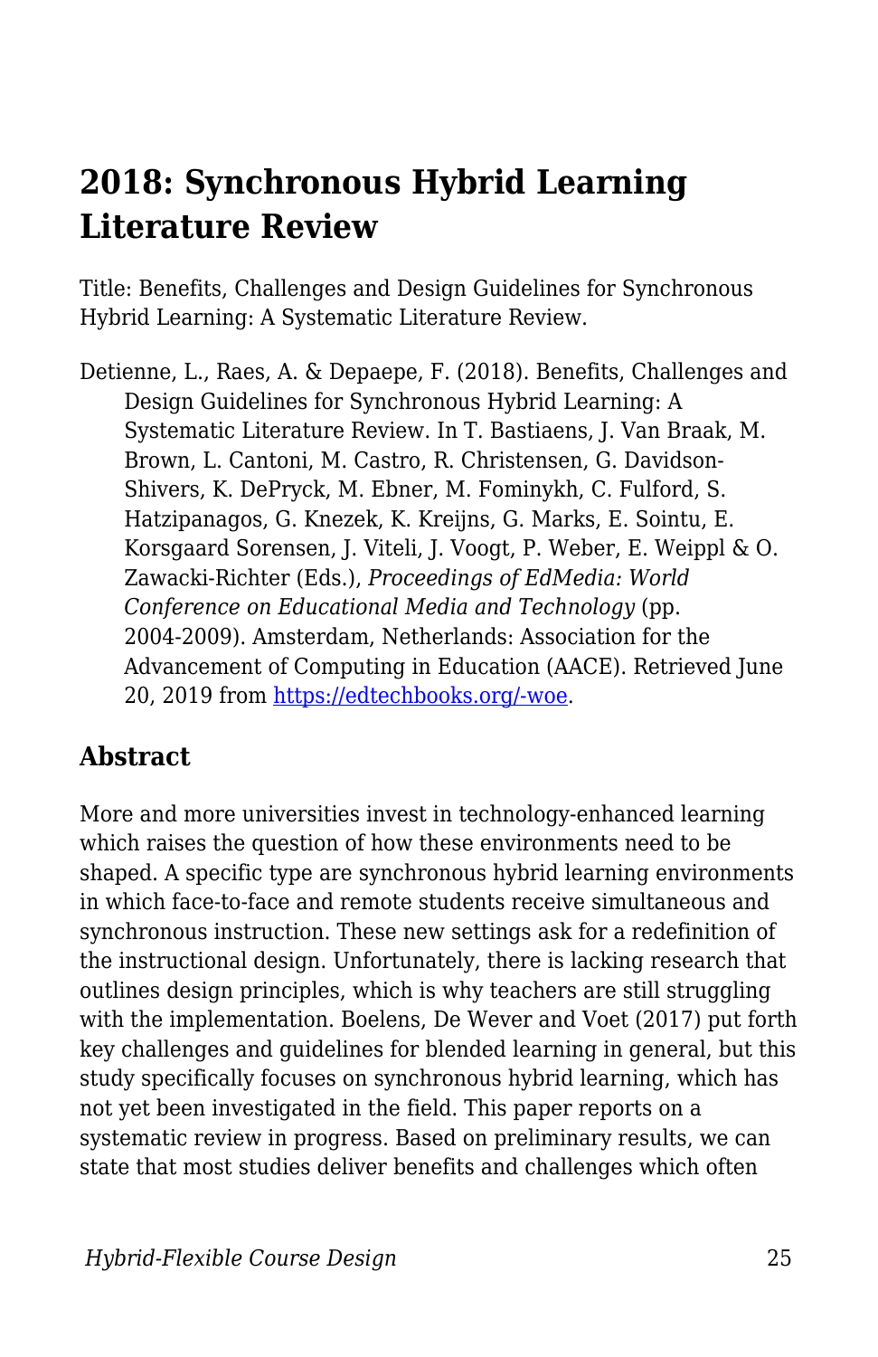# 2018: Synchronous Hybrid Learning Literature Review

Title: Benefits, Challenges and Design Guidelines for Synchronous Hybrid Learning: A Systematic Literature Review.

Detienne, L., Raes, A. & Depaepe, F. (2018). Benefits, Challenges and Design Guidelines for Synchronous Hybrid Learning: A Systematic Literature Review. In T. Bastiaens, J. Van Braak, M. Brown, L. Cantoni, M. Castro, R. Christensen, G. Davidson-Shivers, K. DePryck, M. Ebner, M. Fominykh, C. Fulford, S. Hatzipanagos, G. Knezek, K. Kreijns, G. Marks, E. Sointu, E. Korsgaard Sorensen, J. Viteli, J. Voogt, P. Weber, E. Weippl & O. Zawacki-Richter (Eds.), *Proceedings of EdMedia: World Conference on Educational Media and Technology* (pp. 2004-2009). Amsterdam, Netherlands: Association for the Advancement of Computing in Education (AACE). Retrieved June 20, 2019 from [https://edtechbooks.org/-woe](https://edtechbooks.org/-woe).

## Abstract

More and more universities invest in technology-enhanced learning which raises the question of how these environments need to be shaped. A specific type are synchronous hybrid learning environments in which face-to-face and remote students receive simultaneous and synchronous instruction. These new settings ask for a redefinition of the instructional design. Unfortunately, there is lacking research that outlines design principles, which is why teachers are still struggling with the implementation. Boelens, De Wever and Voet (2017) put forth key challenges and guidelines for blended learning in general, but this study specifically focuses on synchronous hybrid learning, which has not yet been investigated in the field. This paper reports on a systematic review in progress. Based on preliminary results, we can state that most studies deliver benefits and challenges which often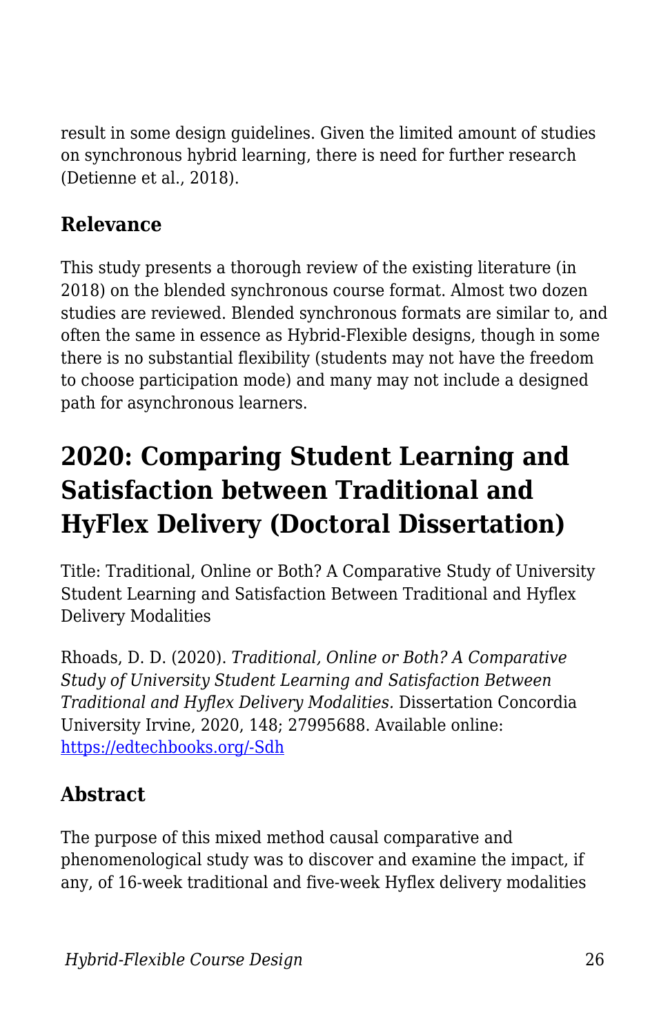result in some design guidelines. Given the limited amount of studies on synchronous hybrid learning, there is need for further research (Detienne et al., 2018).

### Relevance

This study presents a thorough review of the existing literature (in 2018) on the blended synchronous course format. Almost two dozen studies are reviewed. Blended synchronous formats are similar to, and often the same in essence as Hybrid-Flexible designs, though in some there is no substantial flexibility (students may not have the freedom to choose participation mode) and many may not include a designed path for asynchronous learners.

## 2020: Comparing Student Learning and Satisfaction between Traditional and HyFlex Delivery (Doctoral Dissertation)

Title: Traditional, Online or Both? A Comparative Study of University Student Learning and Satisfaction Between Traditional and Hyflex Delivery Modalities

Rhoads, D. D. (2020). *Traditional, Online or Both? A Comparative Study of University Student Learning and Satisfaction Between Traditional and Hyflex Delivery Modalities.* Dissertation Concordia University Irvine, 2020, 148; 27995688. Available online: [https://edtechbooks.org/-Sdh](https://edtechbooks.org/-Sdh)

### Abstract

The purpose of this mixed method causal comparative and phenomenological study was to discover and examine the impact, if any, of 16-week traditional and five-week Hyflex delivery modalities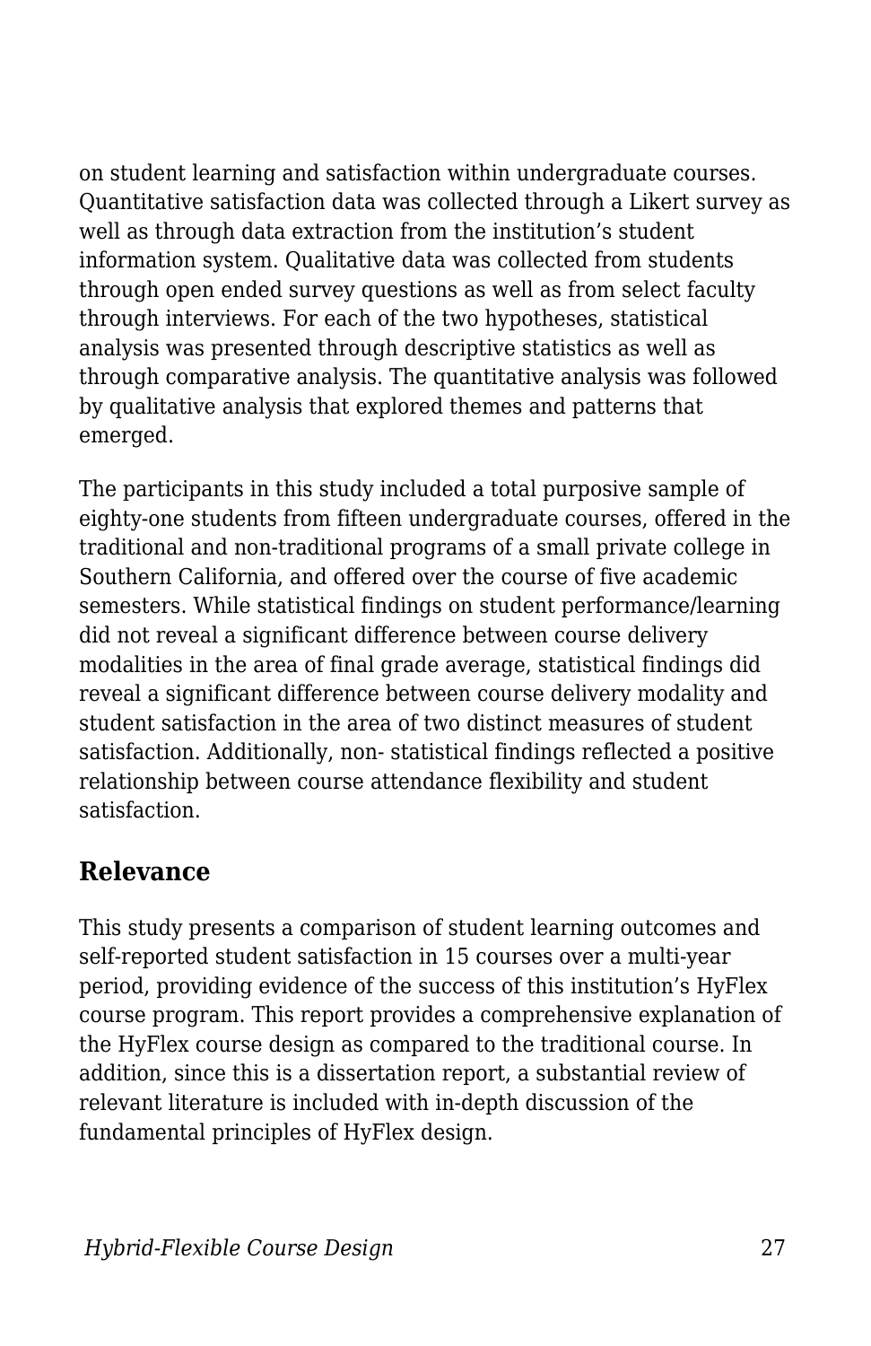on student learning and satisfaction within undergraduate courses. Quantitative satisfaction data was collected through a Likert survey as well as through data extraction from the institution's student information system. Qualitative data was collected from students through open ended survey questions as well as from select faculty through interviews. For each of the two hypotheses, statistical analysis was presented through descriptive statistics as well as through comparative analysis. The quantitative analysis was followed by qualitative analysis that explored themes and patterns that emerged.

The participants in this study included a total purposive sample of eighty-one students from fifteen undergraduate courses, offered in the traditional and non-traditional programs of a small private college in Southern California, and offered over the course of five academic semesters. While statistical findings on student performance/learning did not reveal a significant difference between course delivery modalities in the area of final grade average, statistical findings did reveal a significant difference between course delivery modality and student satisfaction in the area of two distinct measures of student satisfaction. Additionally, non- statistical findings reflected a positive relationship between course attendance flexibility and student satisfaction.

## Relevance

This study presents a comparison of student learning outcomes and self-reported student satisfaction in 15 courses over a multi-year period, providing evidence of the success of this institution's HyFlex course program. This report provides a comprehensive explanation of the HyFlex course design as compared to the traditional course. In addition, since this is a dissertation report, a substantial review of relevant literature is included with in-depth discussion of the fundamental principles of HyFlex design.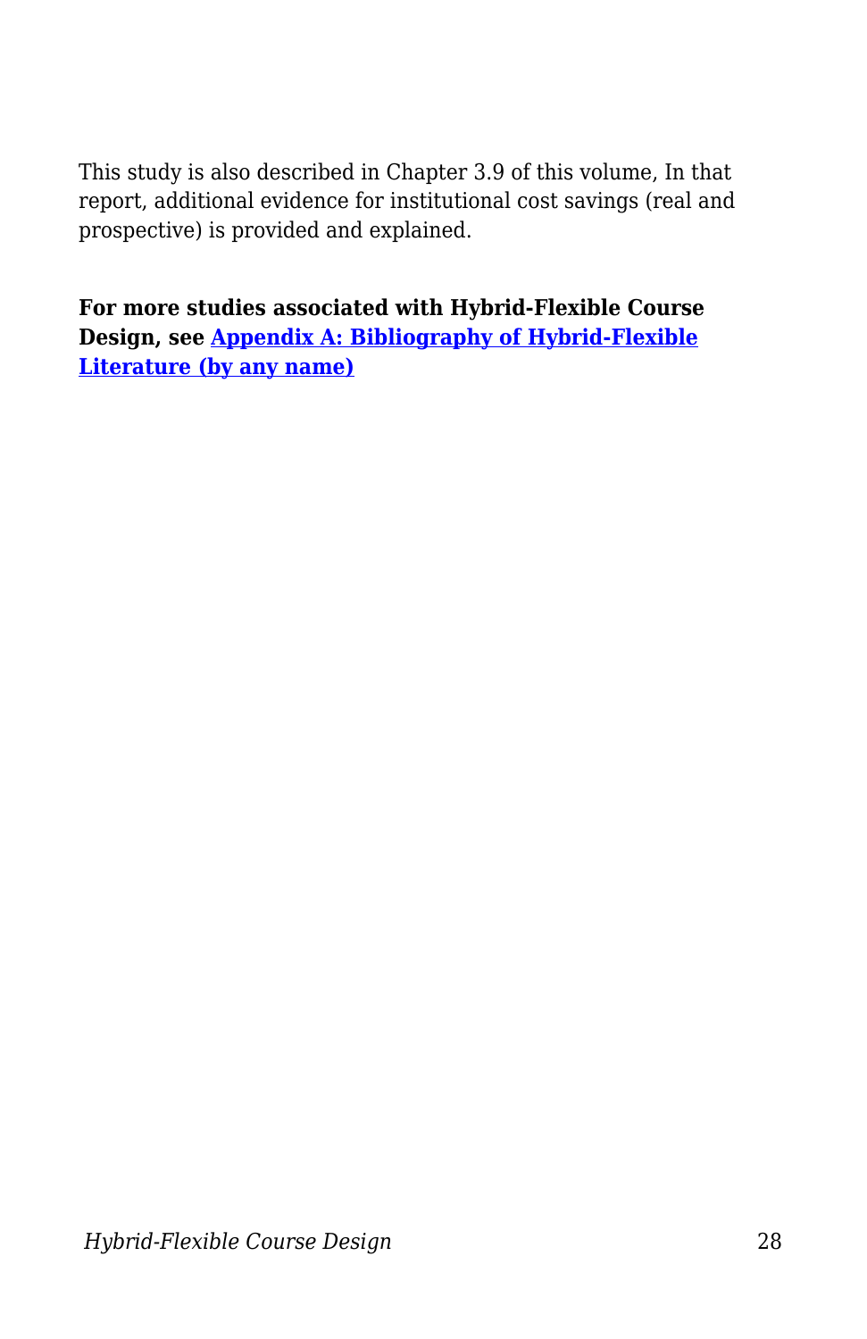This study is also described in Chapter 3.9 of this volume, In that report, additional evidence for institutional cost savings (real and prospective) is provided and explained.

**For more studies associated with Hybrid-Flexible Course Design, see [Appendix A: Bibliography of Hybrid-Flexible Literature (by any name)]**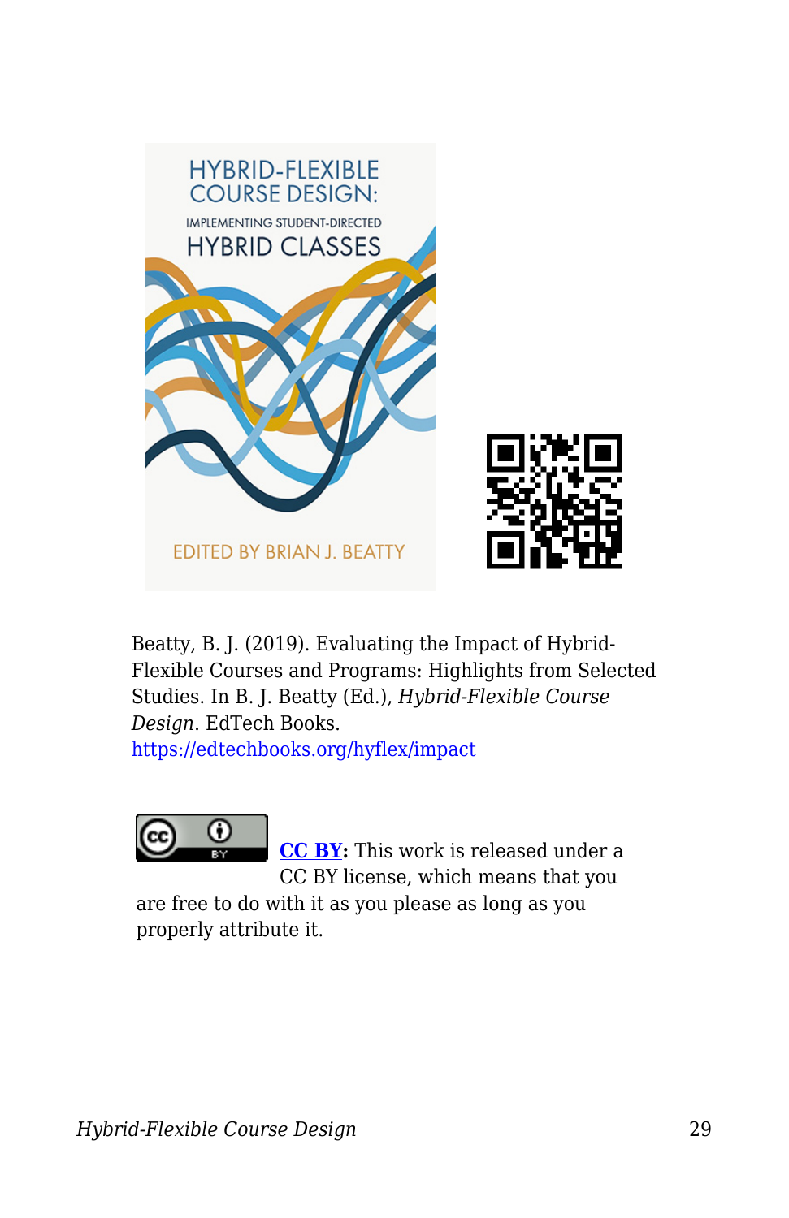Beatty, B. J. (2019). Evaluating the Impact of Hybrid-Flexible Courses and Programs: Highlights from Selected Studies. In B. J. Beatty (Ed.), *Hybrid-Flexible Course Design*. EdTech Books. https://edtechbooks.org/hyflex/impact

**CC BY:** This work is released under a CC BY license, which means that you are free to do with it as you please as long as you properly attribute it.